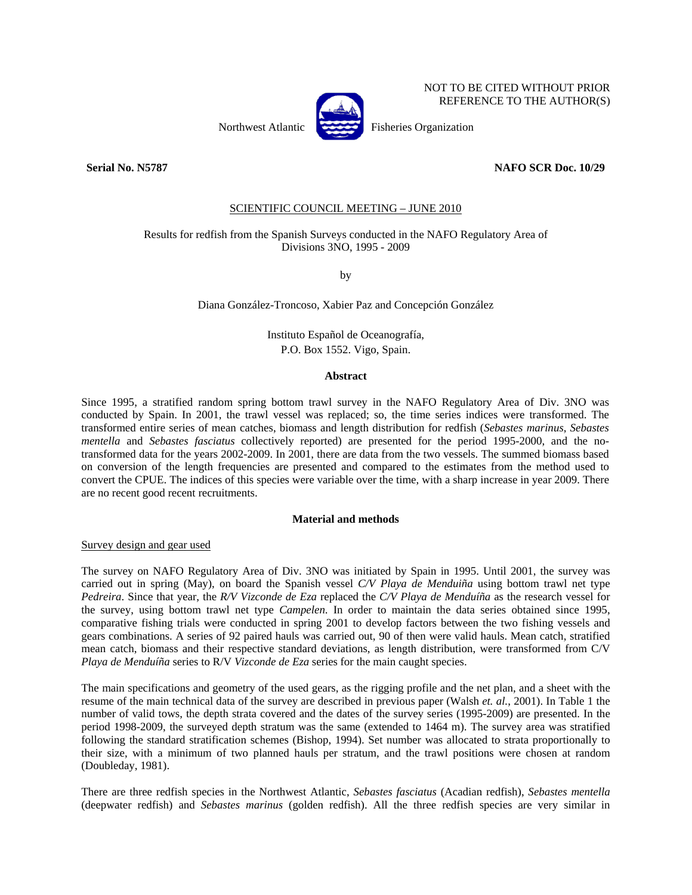NOT TO BE CITED WITHOUT PRIOR REFERENCE TO THE AUTHOR(S)

Northwest Atlantic Fisheries Organization

**Serial No. N5787** **NAFO SCR Doc. 10/29**

SCIENTIFIC COUNCIL MEETING – JUNE 2010

# Results for redfish from the Spanish Surveys conducted in the NAFO Regulatory Area of Divisions 3NO, 1995 - 2009

by

Diana González-Troncoso, Xabier Paz and Concepción González

Instituto Español de Oceanografía,
P.O. Box 1552. Vigo, Spain.

## Abstract

Since 1995, a stratified random spring bottom trawl survey in the NAFO Regulatory Area of Div. 3NO was conducted by Spain. In 2001, the trawl vessel was replaced; so, the time series indices were transformed. The transformed entire series of mean catches, biomass and length distribution for redfish (*Sebastes marinus*, *Sebastes mentella* and *Sebastes fasciatus* collectively reported) are presented for the period 1995-2000, and the no-transformed data for the years 2002-2009. In 2001, there are data from the two vessels. The summed biomass based on conversion of the length frequencies are presented and compared to the estimates from the method used to convert the CPUE. The indices of this species were variable over the time, with a sharp increase in year 2009. There are no recent good recent recruitments.

## Material and methods

### Survey design and gear used

The survey on NAFO Regulatory Area of Div. 3NO was initiated by Spain in 1995. Until 2001, the survey was carried out in spring (May), on board the Spanish vessel *C/V Playa de Menduiña* using bottom trawl net type *Pedreira*. Since that year, the *R/V Vizconde de Eza* replaced the *C/V Playa de Menduíña* as the research vessel for the survey, using bottom trawl net type *Campelen.* In order to maintain the data series obtained since 1995, comparative fishing trials were conducted in spring 2001 to develop factors between the two fishing vessels and gears combinations. A series of 92 paired hauls was carried out, 90 of then were valid hauls. Mean catch, stratified mean catch, biomass and their respective standard deviations, as length distribution, were transformed from C/V *Playa de Menduíña* series to R/V *Vizconde de Eza* series for the main caught species.

The main specifications and geometry of the used gears, as the rigging profile and the net plan, and a sheet with the resume of the main technical data of the survey are described in previous paper (Walsh *et. al.*, 2001). In Table 1 the number of valid tows, the depth strata covered and the dates of the survey series (1995-2009) are presented. In the period 1998-2009, the surveyed depth stratum was the same (extended to 1464 m). The survey area was stratified following the standard stratification schemes (Bishop, 1994). Set number was allocated to strata proportionally to their size, with a minimum of two planned hauls per stratum, and the trawl positions were chosen at random (Doubleday, 1981).

There are three redfish species in the Northwest Atlantic, *Sebastes fasciatus* (Acadian redfish), *Sebastes mentella* (deepwater redfish) and *Sebastes marinus* (golden redfish). All the three redfish species are very similar in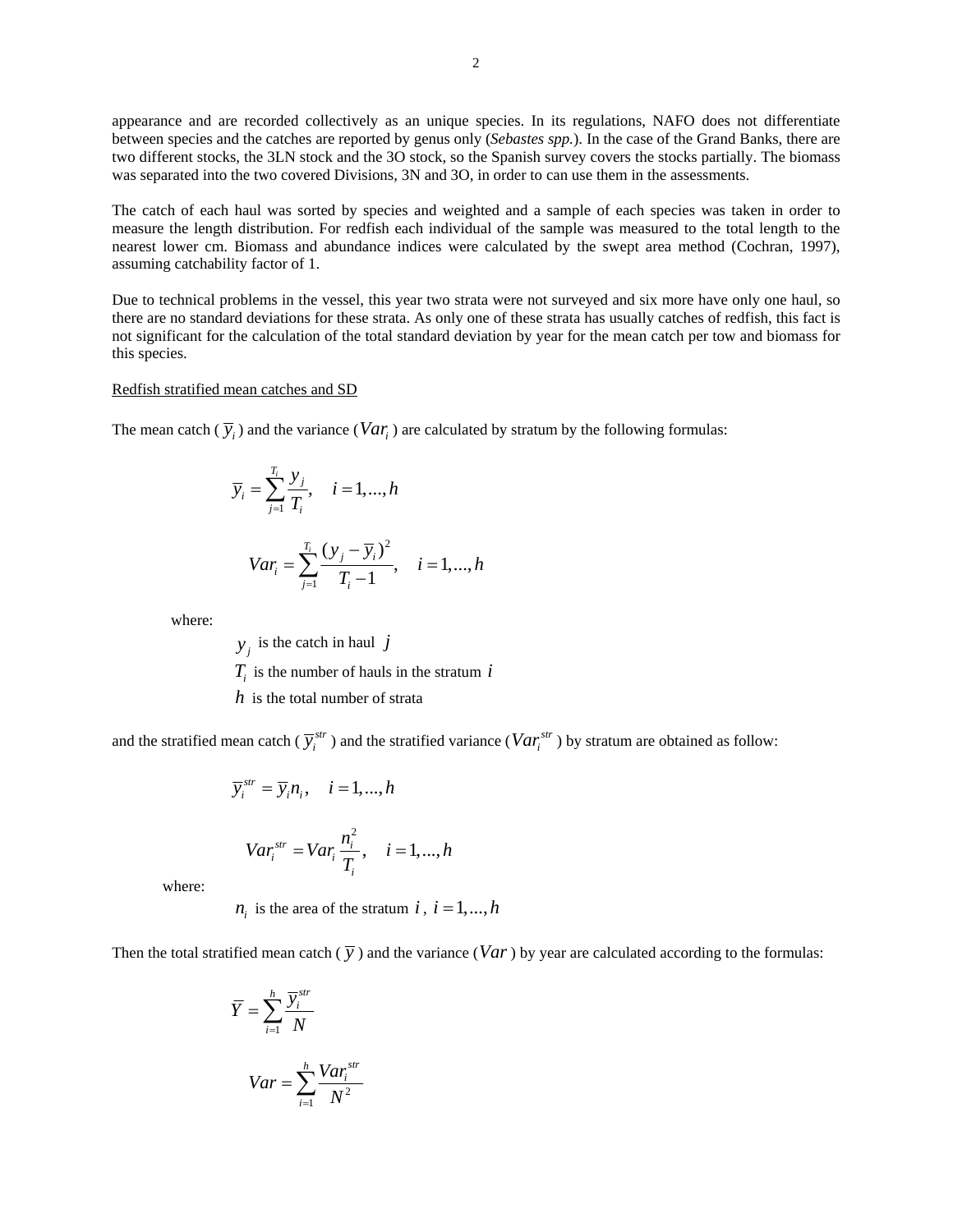appearance and are recorded collectively as an unique species. In its regulations, NAFO does not differentiate between species and the catches are reported by genus only (*Sebastes spp.*). In the case of the Grand Banks, there are two different stocks, the 3LN stock and the 3O stock, so the Spanish survey covers the stocks partially. The biomass was separated into the two covered Divisions, 3N and 3O, in order to can use them in the assessments.

The catch of each haul was sorted by species and weighted and a sample of each species was taken in order to measure the length distribution. For redfish each individual of the sample was measured to the total length to the nearest lower cm. Biomass and abundance indices were calculated by the swept area method (Cochran, 1997), assuming catchability factor of 1.

Due to technical problems in the vessel, this year two strata were not surveyed and six more have only one haul, so there are no standard deviations for these strata. As only one of these strata has usually catches of redfish, this fact is not significant for the calculation of the total standard deviation by year for the mean catch per tow and biomass for this species.

Redfish stratified mean catches and SD

The mean catch ( $\overline{y}_i$ ) and the variance ($Var_i$ ) are calculated by stratum by the following formulas:

$$\overline{y}_i = \sum_{j=1}^{T_i} \frac{y_j}{T_i}, \quad i = 1,...,h$$

$$Var_i = \sum_{j=1}^{T_i} \frac{(y_j - \overline{y}_i)^2}{T_i - 1}, \quad i = 1,...,h$$

where:

$y_j$ is the catch in haul $j$

$T_i$ is the number of hauls in the stratum $i$

$h$ is the total number of strata

and the stratified mean catch ( $\overline{y}_i^{str}$ ) and the stratified variance ($Var_i^{str}$ ) by stratum are obtained as follow:

$$\overline{y}_i^{str} = \overline{y}_i n_i, \quad i = 1,...,h$$

$$Var_i^{str} = Var_i \frac{n_i^2}{T_i}, \quad i = 1,...,h$$

where:

$n_i$ is the area of the stratum $i$ , $i = 1,...,h$

Then the total stratified mean catch ( $\overline{y}$ ) and the variance ($Var$ ) by year are calculated according to the formulas:

$$\overline{Y} = \sum_{i=1}^{h} \frac{\overline{y}_i^{str}}{N}$$

$$Var = \sum_{i=1}^{h} \frac{Var_i^{str}}{N^2}$$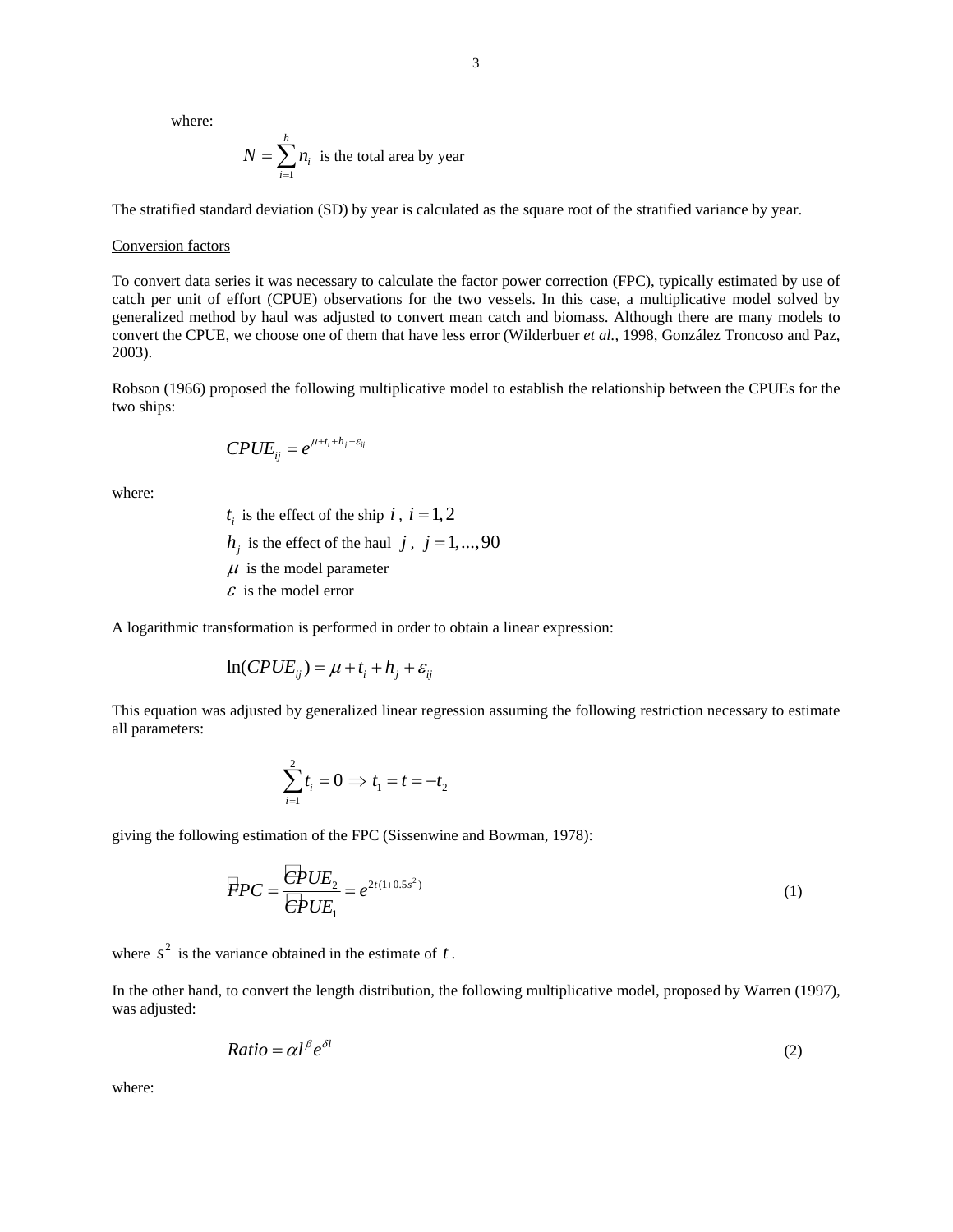where:

$$N = \sum_{i=1}^{h} n_i \text{ is the total area by year}$$

The stratified standard deviation (SD) by year is calculated as the square root of the stratified variance by year.

Conversion factors

To convert data series it was necessary to calculate the factor power correction (FPC), typically estimated by use of catch per unit of effort (CPUE) observations for the two vessels. In this case, a multiplicative model solved by generalized method by haul was adjusted to convert mean catch and biomass. Although there are many models to convert the CPUE, we choose one of them that have less error (Wilderbuer *et al.*, 1998, González Troncoso and Paz, 2003).

Robson (1966) proposed the following multiplicative model to establish the relationship between the CPUEs for the two ships:

$$CPUE_{ij} = e^{\mu + t_i + h_j + \varepsilon_{ij}}$$

where:

- $t_i$ is the effect of the ship $i$, $i = 1, 2$
- $h_j$ is the effect of the haul $j$, $j = 1, ..., 90$
- $\mu$ is the model parameter
- $\varepsilon$ is the model error

A logarithmic transformation is performed in order to obtain a linear expression:

$$\ln(CPUE_{ij}) = \mu + t_i + h_j + \varepsilon_{ij}$$

This equation was adjusted by generalized linear regression assuming the following restriction necessary to estimate all parameters:

$$\sum_{i=1}^{2} t_i = 0 \Rightarrow t_1 = t = -t_2$$

giving the following estimation of the FPC (Sissenwine and Bowman, 1978):

$$\hat{FPC} = \frac{\hat{CPUE}_2}{\hat{CPUE}_1} = e^{2t(1+0.5s^2)} \tag{1}$$

where $s^2$ is the variance obtained in the estimate of $t$.

In the other hand, to convert the length distribution, the following multiplicative model, proposed by Warren (1997), was adjusted:

$$Ratio = \alpha l^{\beta} e^{\delta l} \tag{2}$$

where: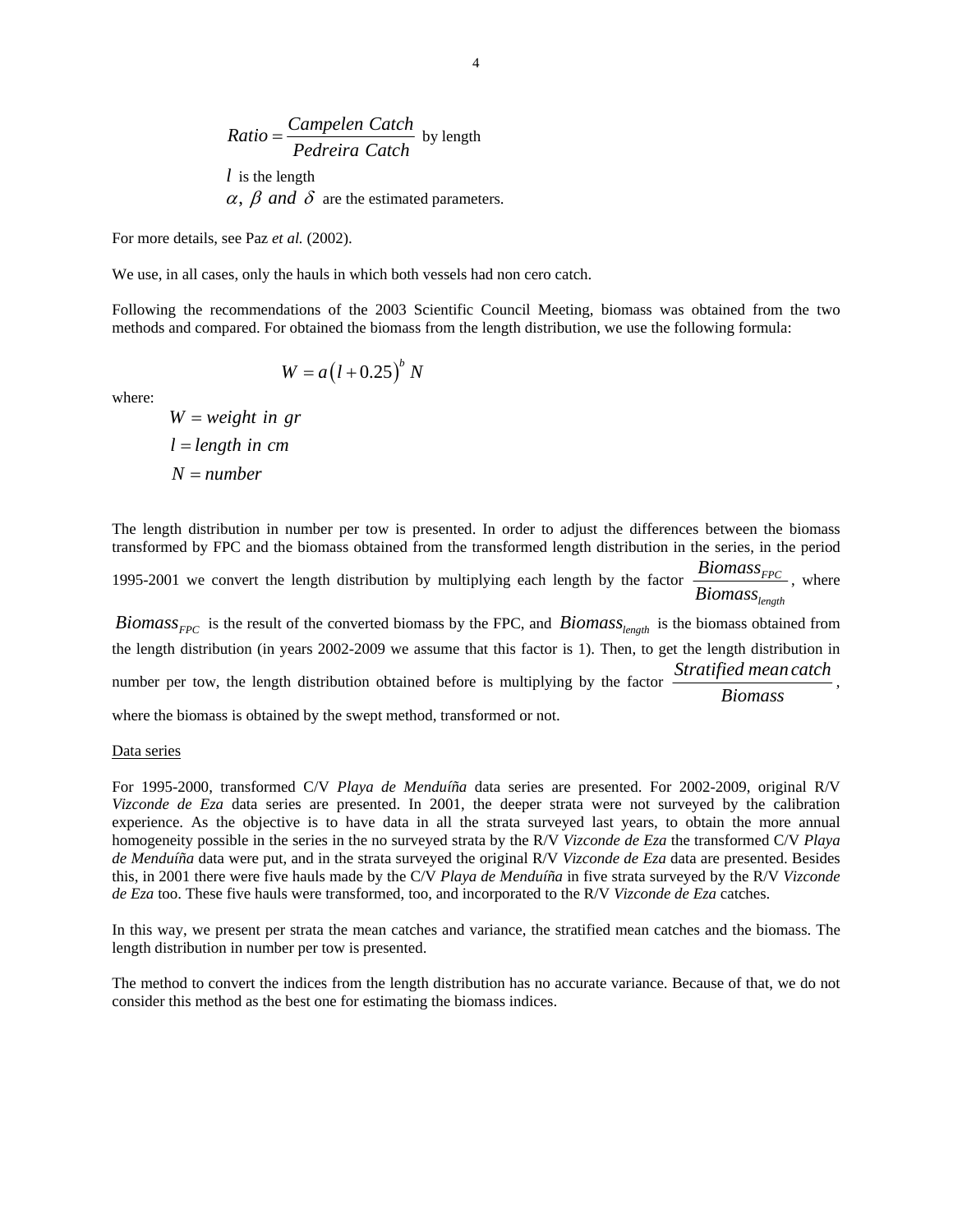$$Ratio = \frac{Campelen\ Catch}{Pedreira\ Catch}$$ by length

$l$ is the length

$\alpha,\ \beta\ and\ \delta$ are the estimated parameters.

For more details, see Paz *et al.* (2002).

We use, in all cases, only the hauls in which both vessels had non cero catch.

Following the recommendations of the 2003 Scientific Council Meeting, biomass was obtained from the two methods and compared. For obtained the biomass from the length distribution, we use the following formula:

$$W = a\left(l + 0.25\right)^{b} N$$

where:

$$W = weight\ in\ gr$$

$$l = length\ in\ cm$$

$$N = number$$

The length distribution in number per tow is presented. In order to adjust the differences between the biomass transformed by FPC and the biomass obtained from the transformed length distribution in the series, in the period 1995-2001 we convert the length distribution by multiplying each length by the factor $\frac{Biomass_{FPC}}{Biomass_{length}}$, where $Biomass_{FPC}$ is the result of the converted biomass by the FPC, and $Biomass_{length}$ is the biomass obtained from the length distribution (in years 2002-2009 we assume that this factor is 1). Then, to get the length distribution in number per tow, the length distribution obtained before is multiplying by the factor $\frac{Stratified\ mean\ catch}{Biomass}$, where the biomass is obtained by the swept method, transformed or not.

<u>Data series</u>

For 1995-2000, transformed C/V *Playa de Menduíña* data series are presented. For 2002-2009, original R/V *Vizconde de Eza* data series are presented. In 2001, the deeper strata were not surveyed by the calibration experience. As the objective is to have data in all the strata surveyed last years, to obtain the more annual homogeneity possible in the series in the no surveyed strata by the R/V *Vizconde de Eza* the transformed C/V *Playa de Menduíña* data were put, and in the strata surveyed the original R/V *Vizconde de Eza* data are presented. Besides this, in 2001 there were five hauls made by the C/V *Playa de Menduíña* in five strata surveyed by the R/V *Vizconde de Eza* too. These five hauls were transformed, too, and incorporated to the R/V *Vizconde de Eza* catches.

In this way, we present per strata the mean catches and variance, the stratified mean catches and the biomass. The length distribution in number per tow is presented.

The method to convert the indices from the length distribution has no accurate variance. Because of that, we do not consider this method as the best one for estimating the biomass indices.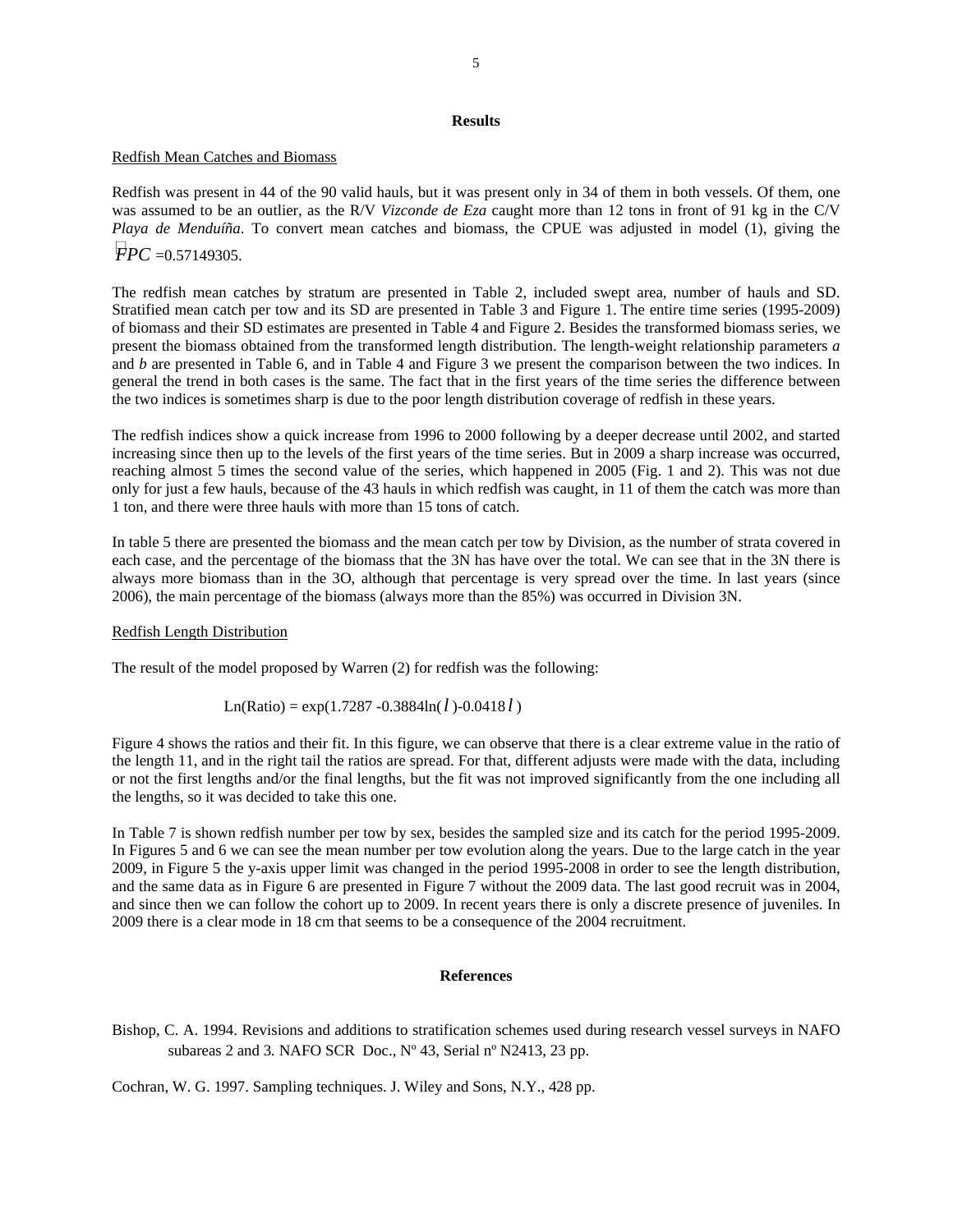## Results

Redfish Mean Catches and Biomass

Redfish was present in 44 of the 90 valid hauls, but it was present only in 34 of them in both vessels. Of them, one was assumed to be an outlier, as the R/V *Vizconde de Eza* caught more than 12 tons in front of 91 kg in the C/V *Playa de Menduíña*. To convert mean catches and biomass, the CPUE was adjusted in model (1), giving the $\hat{FPC}$ =0.57149305.

The redfish mean catches by stratum are presented in Table 2, included swept area, number of hauls and SD. Stratified mean catch per tow and its SD are presented in Table 3 and Figure 1. The entire time series (1995-2009) of biomass and their SD estimates are presented in Table 4 and Figure 2. Besides the transformed biomass series, we present the biomass obtained from the transformed length distribution. The length-weight relationship parameters *a* and *b* are presented in Table 6, and in Table 4 and Figure 3 we present the comparison between the two indices. In general the trend in both cases is the same. The fact that in the first years of the time series the difference between the two indices is sometimes sharp is due to the poor length distribution coverage of redfish in these years.

The redfish indices show a quick increase from 1996 to 2000 following by a deeper decrease until 2002, and started increasing since then up to the levels of the first years of the time series. But in 2009 a sharp increase was occurred, reaching almost 5 times the second value of the series, which happened in 2005 (Fig. 1 and 2). This was not due only for just a few hauls, because of the 43 hauls in which redfish was caught, in 11 of them the catch was more than 1 ton, and there were three hauls with more than 15 tons of catch.

In table 5 there are presented the biomass and the mean catch per tow by Division, as the number of strata covered in each case, and the percentage of the biomass that the 3N has have over the total. We can see that in the 3N there is always more biomass than in the 3O, although that percentage is very spread over the time. In last years (since 2006), the main percentage of the biomass (always more than the 85%) was occurred in Division 3N.

Redfish Length Distribution

The result of the model proposed by Warren (2) for redfish was the following:

$$\text{Ln(Ratio)} = \exp(1.7287 - 0.3884\ln(l) - 0.0418\,l)$$

Figure 4 shows the ratios and their fit. In this figure, we can observe that there is a clear extreme value in the ratio of the length 11, and in the right tail the ratios are spread. For that, different adjusts were made with the data, including or not the first lengths and/or the final lengths, but the fit was not improved significantly from the one including all the lengths, so it was decided to take this one.

In Table 7 is shown redfish number per tow by sex, besides the sampled size and its catch for the period 1995-2009. In Figures 5 and 6 we can see the mean number per tow evolution along the years. Due to the large catch in the year 2009, in Figure 5 the y-axis upper limit was changed in the period 1995-2008 in order to see the length distribution, and the same data as in Figure 6 are presented in Figure 7 without the 2009 data. The last good recruit was in 2004, and since then we can follow the cohort up to 2009. In recent years there is only a discrete presence of juveniles. In 2009 there is a clear mode in 18 cm that seems to be a consequence of the 2004 recruitment.

## References

Bishop, C. A. 1994. Revisions and additions to stratification schemes used during research vessel surveys in NAFO subareas 2 and 3. NAFO SCR Doc., Nº 43, Serial nº N2413, 23 pp.

Cochran, W. G. 1997. Sampling techniques. J. Wiley and Sons, N.Y., 428 pp.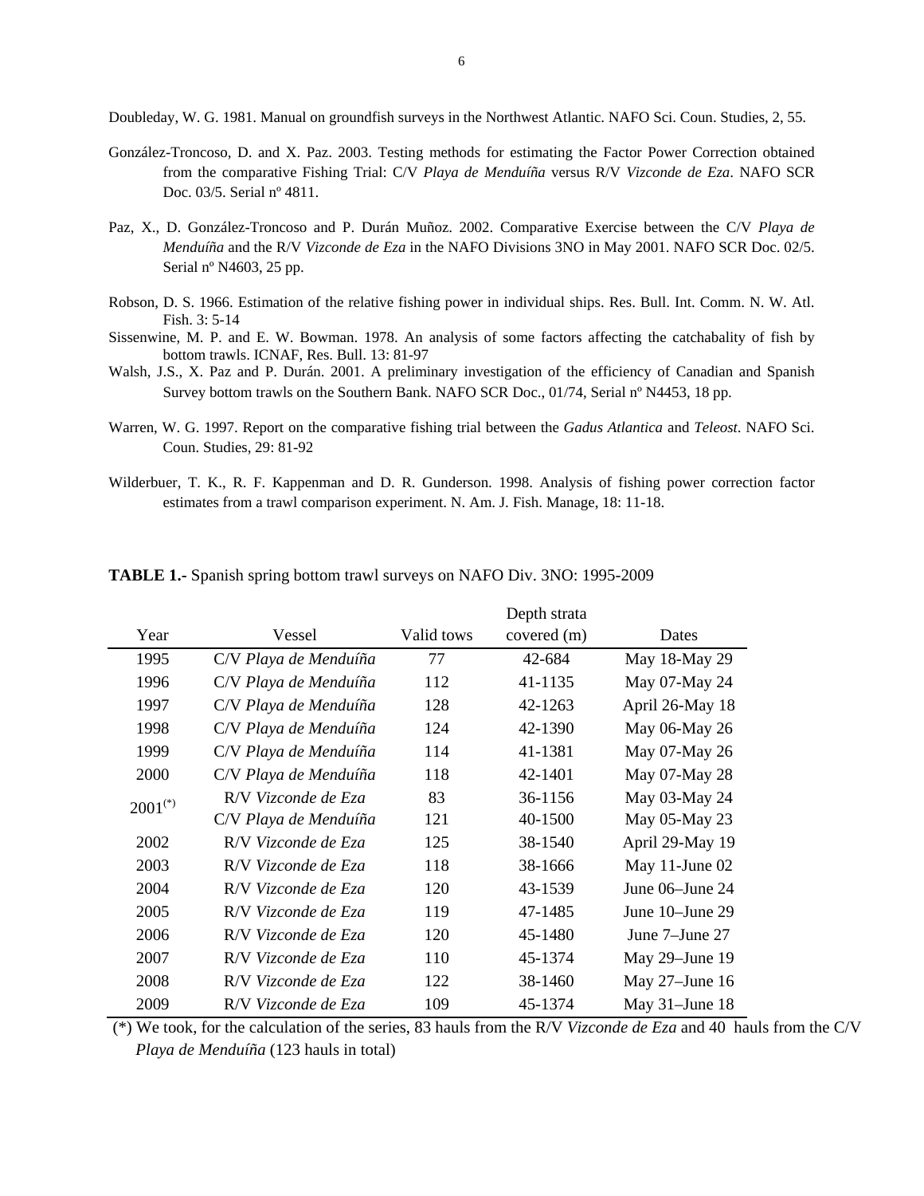Doubleday, W. G. 1981. Manual on groundfish surveys in the Northwest Atlantic. NAFO Sci. Coun. Studies, 2, 55.

González-Troncoso, D. and X. Paz. 2003. Testing methods for estimating the Factor Power Correction obtained from the comparative Fishing Trial: C/V *Playa de Menduíña* versus R/V *Vizconde de Eza*. NAFO SCR Doc. 03/5. Serial nº 4811.

Paz, X., D. González-Troncoso and P. Durán Muñoz. 2002. Comparative Exercise between the C/V *Playa de Menduíña* and the R/V *Vizconde de Eza* in the NAFO Divisions 3NO in May 2001. NAFO SCR Doc. 02/5. Serial nº N4603, 25 pp.

Robson, D. S. 1966. Estimation of the relative fishing power in individual ships. Res. Bull. Int. Comm. N. W. Atl. Fish. 3: 5-14

Sissenwine, M. P. and E. W. Bowman. 1978. An analysis of some factors affecting the catchability of fish by bottom trawls. ICNAF, Res. Bull. 13: 81-97

Walsh, J.S., X. Paz and P. Durán. 2001. A preliminary investigation of the efficiency of Canadian and Spanish Survey bottom trawls on the Southern Bank. NAFO SCR Doc., 01/74, Serial nº N4453, 18 pp.

Warren, W. G. 1997. Report on the comparative fishing trial between the *Gadus Atlantica* and *Teleost*. NAFO Sci. Coun. Studies, 29: 81-92

Wilderbuer, T. K., R. F. Kappenman and D. R. Gunderson. 1998. Analysis of fishing power correction factor estimates from a trawl comparison experiment. N. Am. J. Fish. Manage, 18: 11-18.

**TABLE 1.-** Spanish spring bottom trawl surveys on NAFO Div. 3NO: 1995-2009

| Year | Vessel | Valid tows | Depth strata covered (m) | Dates |
|---|---|---|---|---|
| 1995 | C/V *Playa de Menduíña* | 77 | 42-684 | May 18-May 29 |
| 1996 | C/V *Playa de Menduíña* | 112 | 41-1135 | May 07-May 24 |
| 1997 | C/V *Playa de Menduíña* | 128 | 42-1263 | April 26-May 18 |
| 1998 | C/V *Playa de Menduíña* | 124 | 42-1390 | May 06-May 26 |
| 1999 | C/V *Playa de Menduíña* | 114 | 41-1381 | May 07-May 26 |
| 2000 | C/V *Playa de Menduíña* | 118 | 42-1401 | May 07-May 28 |
| 2001(*) | R/V *Vizconde de Eza* | 83 | 36-1156 | May 03-May 24 |
| | C/V *Playa de Menduíña* | 121 | 40-1500 | May 05-May 23 |
| 2002 | R/V *Vizconde de Eza* | 125 | 38-1540 | April 29-May 19 |
| 2003 | R/V *Vizconde de Eza* | 118 | 38-1666 | May 11-June 02 |
| 2004 | R/V *Vizconde de Eza* | 120 | 43-1539 | June 06–June 24 |
| 2005 | R/V *Vizconde de Eza* | 119 | 47-1485 | June 10–June 29 |
| 2006 | R/V *Vizconde de Eza* | 120 | 45-1480 | June 7–June 27 |
| 2007 | R/V *Vizconde de Eza* | 110 | 45-1374 | May 29–June 19 |
| 2008 | R/V *Vizconde de Eza* | 122 | 38-1460 | May 27–June 16 |
| 2009 | R/V *Vizconde de Eza* | 109 | 45-1374 | May 31–June 18 |

(*) We took, for the calculation of the series, 83 hauls from the R/V *Vizconde de Eza* and 40 hauls from the C/V *Playa de Menduíña* (123 hauls in total)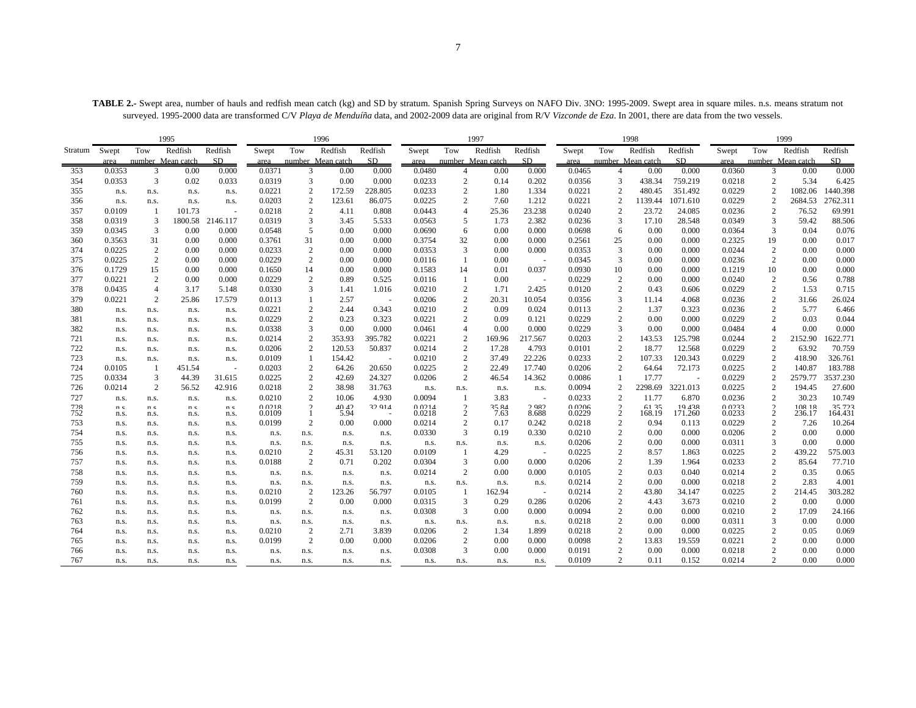**TABLE 2.-** Swept area, number of hauls and redfish mean catch (kg) and SD by stratum. Spanish Spring Surveys on NAFO Div. 3NO: 1995-2009. Swept area in square miles. n.s. means stratum not surveyed. 1995-2000 data are transformed C/V *Playa de Menduíña* data, and 2002-2009 data are original from R/V *Vizconde de Eza*. In 2001, there are data from the two vessels.

| | 1995 | | | | 1996 | | | | 1997 | | | | 1998 | | | | 1999 | | | |
|---|---|---|---|---|---|---|---|---|---|---|---|---|---|---|---|---|---|---|---|---|
| Stratum | Swept area | Tow number | Redfish Mean catch | Redfish SD | Swept area | Tow number | Redfish Mean catch | Redfish SD | Swept area | Tow number | Redfish Mean catch | Redfish SD | Swept area | Tow number | Redfish Mean catch | Redfish SD | Swept area | Tow number | Redfish Mean catch | Redfish SD |
| 353 | 0.0353 | 3 | 0.00 | 0.000 | 0.0371 | 3 | 0.00 | 0.000 | 0.0480 | 4 | 0.00 | 0.000 | 0.0465 | 4 | 0.00 | 0.000 | 0.0360 | 3 | 0.00 | 0.000 |
| 354 | 0.0353 | 3 | 0.02 | 0.033 | 0.0319 | 3 | 0.00 | 0.000 | 0.0233 | 2 | 0.14 | 0.202 | 0.0356 | 3 | 438.34 | 759.219 | 0.0218 | 2 | 5.34 | 6.425 |
| 355 | n.s. | n.s. | n.s. | n.s. | 0.0221 | 2 | 172.59 | 228.805 | 0.0233 | 2 | 1.80 | 1.334 | 0.0221 | 2 | 480.45 | 351.492 | 0.0229 | 2 | 1082.06 | 1440.398 |
| 356 | n.s. | n.s. | n.s. | n.s. | 0.0203 | 2 | 123.61 | 86.075 | 0.0225 | 2 | 7.60 | 1.212 | 0.0221 | 2 | 1139.44 | 1071.610 | 0.0229 | 2 | 2684.53 | 2762.311 |
| 357 | 0.0109 | 1 | 101.73 | - | 0.0218 | 2 | 4.11 | 0.808 | 0.0443 | 4 | 25.36 | 23.238 | 0.0240 | 2 | 23.72 | 24.085 | 0.0236 | 2 | 76.52 | 69.991 |
| 358 | 0.0319 | 3 | 1800.58 | 2146.117 | 0.0319 | 3 | 3.45 | 5.533 | 0.0563 | 5 | 1.73 | 2.382 | 0.0236 | 3 | 17.10 | 28.548 | 0.0349 | 3 | 59.42 | 88.506 |
| 359 | 0.0345 | 3 | 0.00 | 0.000 | 0.0548 | 5 | 0.00 | 0.000 | 0.0690 | 6 | 0.00 | 0.000 | 0.0698 | 6 | 0.00 | 0.000 | 0.0364 | 3 | 0.04 | 0.076 |
| 360 | 0.3563 | 31 | 0.00 | 0.000 | 0.3761 | 31 | 0.00 | 0.000 | 0.3754 | 32 | 0.00 | 0.000 | 0.2561 | 25 | 0.00 | 0.000 | 0.2325 | 19 | 0.00 | 0.017 |
| 374 | 0.0225 | 2 | 0.00 | 0.000 | 0.0233 | 2 | 0.00 | 0.000 | 0.0353 | 3 | 0.00 | 0.000 | 0.0353 | 3 | 0.00 | 0.000 | 0.0244 | 2 | 0.00 | 0.000 |
| 375 | 0.0225 | 2 | 0.00 | 0.000 | 0.0229 | 2 | 0.00 | 0.000 | 0.0116 | 1 | 0.00 | - | 0.0345 | 3 | 0.00 | 0.000 | 0.0236 | 2 | 0.00 | 0.000 |
| 376 | 0.1729 | 15 | 0.00 | 0.000 | 0.1650 | 14 | 0.00 | 0.000 | 0.1583 | 14 | 0.01 | 0.037 | 0.0930 | 10 | 0.00 | 0.000 | 0.1219 | 10 | 0.00 | 0.000 |
| 377 | 0.0221 | 2 | 0.00 | 0.000 | 0.0229 | 2 | 0.89 | 0.525 | 0.0116 | 1 | 0.00 | - | 0.0229 | 2 | 0.00 | 0.000 | 0.0240 | 2 | 0.56 | 0.788 |
| 378 | 0.0435 | 4 | 3.17 | 5.148 | 0.0330 | 3 | 1.41 | 1.016 | 0.0210 | 2 | 1.71 | 2.425 | 0.0120 | 2 | 0.43 | 0.606 | 0.0229 | 2 | 1.53 | 0.715 |
| 379 | 0.0221 | 2 | 25.86 | 17.579 | 0.0113 | 1 | 2.57 | - | 0.0206 | 2 | 20.31 | 10.054 | 0.0356 | 3 | 11.14 | 4.068 | 0.0236 | 2 | 31.66 | 26.024 |
| 380 | n.s. | n.s. | n.s. | n.s. | 0.0221 | 2 | 2.44 | 0.343 | 0.0210 | 2 | 0.09 | 0.024 | 0.0113 | 2 | 1.37 | 0.323 | 0.0236 | 2 | 5.77 | 6.466 |
| 381 | n.s. | n.s. | n.s. | n.s. | 0.0229 | 2 | 0.23 | 0.323 | 0.0221 | 2 | 0.09 | 0.121 | 0.0229 | 2 | 0.00 | 0.000 | 0.0229 | 2 | 0.03 | 0.044 |
| 382 | n.s. | n.s. | n.s. | n.s. | 0.0338 | 3 | 0.00 | 0.000 | 0.0461 | 4 | 0.00 | 0.000 | 0.0229 | 3 | 0.00 | 0.000 | 0.0484 | 4 | 0.00 | 0.000 |
| 721 | n.s. | n.s. | n.s. | n.s. | 0.0214 | 2 | 353.93 | 395.782 | 0.0221 | 2 | 169.96 | 217.567 | 0.0203 | 2 | 143.53 | 125.798 | 0.0244 | 2 | 2152.90 | 1622.771 |
| 722 | n.s. | n.s. | n.s. | n.s. | 0.0206 | 2 | 120.53 | 50.837 | 0.0214 | 2 | 17.28 | 4.793 | 0.0101 | 2 | 18.77 | 12.568 | 0.0229 | 2 | 63.92 | 70.759 |
| 723 | n.s. | n.s. | n.s. | n.s. | 0.0109 | 1 | 154.42 | - | 0.0210 | 2 | 37.49 | 22.226 | 0.0233 | 2 | 107.33 | 120.343 | 0.0229 | 2 | 418.90 | 326.761 |
| 724 | 0.0105 | 1 | 451.54 | - | 0.0203 | 2 | 64.26 | 20.650 | 0.0225 | 2 | 22.49 | 17.740 | 0.0206 | 2 | 64.64 | 72.173 | 0.0225 | 2 | 140.87 | 183.788 |
| 725 | 0.0334 | 3 | 44.39 | 31.615 | 0.0225 | 2 | 42.69 | 24.327 | 0.0206 | 2 | 46.54 | 14.362 | 0.0086 | 1 | 17.77 | - | 0.0229 | 2 | 2579.77 | 3537.230 |
| 726 | 0.0214 | 2 | 56.52 | 42.916 | 0.0218 | 2 | 38.98 | 31.763 | n.s. | n.s. | n.s. | n.s. | 0.0094 | 2 | 2298.69 | 3221.013 | 0.0225 | 2 | 194.45 | 27.600 |
| 727 | n.s. | n.s. | n.s. | n.s. | 0.0210 | 2 | 10.06 | 4.930 | 0.0094 | 1 | 3.83 | - | 0.0233 | 2 | 11.77 | 6.870 | 0.0236 | 2 | 30.23 | 10.749 |
| 728 | n.s. | n.s. | n.s. | n.s. | 0.0218 | 2 | 40.42 | 32.914 | 0.0214 | 2 | 35.84 | 2.982 | 0.0206 | 2 | 61.35 | 19.438 | 0.0233 | 2 | 108.18 | 35.723 |
| 752 | n.s. | n.s. | n.s. | n.s. | 0.0109 | 1 | 5.94 | - | 0.0218 | 2 | 7.63 | 8.688 | 0.0229 | 2 | 168.19 | 171.260 | 0.0233 | 2 | 236.17 | 164.431 |
| 753 | n.s. | n.s. | n.s. | n.s. | 0.0199 | 2 | 0.00 | 0.000 | 0.0214 | 2 | 0.17 | 0.242 | 0.0218 | 2 | 0.94 | 0.113 | 0.0229 | 2 | 7.26 | 10.264 |
| 754 | n.s. | n.s. | n.s. | n.s. | n.s. | n.s. | n.s. | n.s. | 0.0330 | 3 | 0.19 | 0.330 | 0.0210 | 2 | 0.00 | 0.000 | 0.0206 | 2 | 0.00 | 0.000 |
| 755 | n.s. | n.s. | n.s. | n.s. | n.s. | n.s. | n.s. | n.s. | n.s. | n.s. | n.s. | n.s. | 0.0206 | 2 | 0.00 | 0.000 | 0.0311 | 3 | 0.00 | 0.000 |
| 756 | n.s. | n.s. | n.s. | n.s. | 0.0210 | 2 | 45.31 | 53.120 | 0.0109 | 1 | 4.29 | - | 0.0225 | 2 | 8.57 | 1.863 | 0.0225 | 2 | 439.22 | 575.003 |
| 757 | n.s. | n.s. | n.s. | n.s. | 0.0188 | 2 | 0.71 | 0.202 | 0.0304 | 3 | 0.00 | 0.000 | 0.0206 | 2 | 1.39 | 1.964 | 0.0233 | 2 | 85.64 | 77.710 |
| 758 | n.s. | n.s. | n.s. | n.s. | n.s. | n.s. | n.s. | n.s. | 0.0214 | 2 | 0.00 | 0.000 | 0.0105 | 2 | 0.03 | 0.040 | 0.0214 | 2 | 0.35 | 0.065 |
| 759 | n.s. | n.s. | n.s. | n.s. | n.s. | n.s. | n.s. | n.s. | n.s. | n.s. | n.s. | n.s. | 0.0214 | 2 | 0.00 | 0.000 | 0.0218 | 2 | 2.83 | 4.001 |
| 760 | n.s. | n.s. | n.s. | n.s. | 0.0210 | 2 | 123.26 | 56.797 | 0.0105 | 1 | 162.94 | - | 0.0214 | 2 | 43.80 | 34.147 | 0.0225 | 2 | 214.45 | 303.282 |
| 761 | n.s. | n.s. | n.s. | n.s. | 0.0199 | 2 | 0.00 | 0.000 | 0.0315 | 3 | 0.29 | 0.286 | 0.0206 | 2 | 4.43 | 3.673 | 0.0210 | 2 | 0.00 | 0.000 |
| 762 | n.s. | n.s. | n.s. | n.s. | n.s. | n.s. | n.s. | n.s. | 0.0308 | 3 | 0.00 | 0.000 | 0.0094 | 2 | 0.00 | 0.000 | 0.0210 | 2 | 17.09 | 24.166 |
| 763 | n.s. | n.s. | n.s. | n.s. | n.s. | n.s. | n.s. | n.s. | n.s. | n.s. | n.s. | n.s. | 0.0218 | 2 | 0.00 | 0.000 | 0.0311 | 3 | 0.00 | 0.000 |
| 764 | n.s. | n.s. | n.s. | n.s. | 0.0210 | 2 | 2.71 | 3.839 | 0.0206 | 2 | 1.34 | 1.899 | 0.0218 | 2 | 0.00 | 0.000 | 0.0225 | 2 | 0.05 | 0.069 |
| 765 | n.s. | n.s. | n.s. | n.s. | 0.0199 | 2 | 0.00 | 0.000 | 0.0206 | 2 | 0.00 | 0.000 | 0.0098 | 2 | 13.83 | 19.559 | 0.0221 | 2 | 0.00 | 0.000 |
| 766 | n.s. | n.s. | n.s. | n.s. | n.s. | n.s. | n.s. | n.s. | 0.0308 | 3 | 0.00 | 0.000 | 0.0191 | 2 | 0.00 | 0.000 | 0.0218 | 2 | 0.00 | 0.000 |
| 767 | n.s. | n.s. | n.s. | n.s. | n.s. | n.s. | n.s. | n.s. | n.s. | n.s. | n.s. | n.s. | 0.0109 | 2 | 0.11 | 0.152 | 0.0214 | 2 | 0.00 | 0.000 |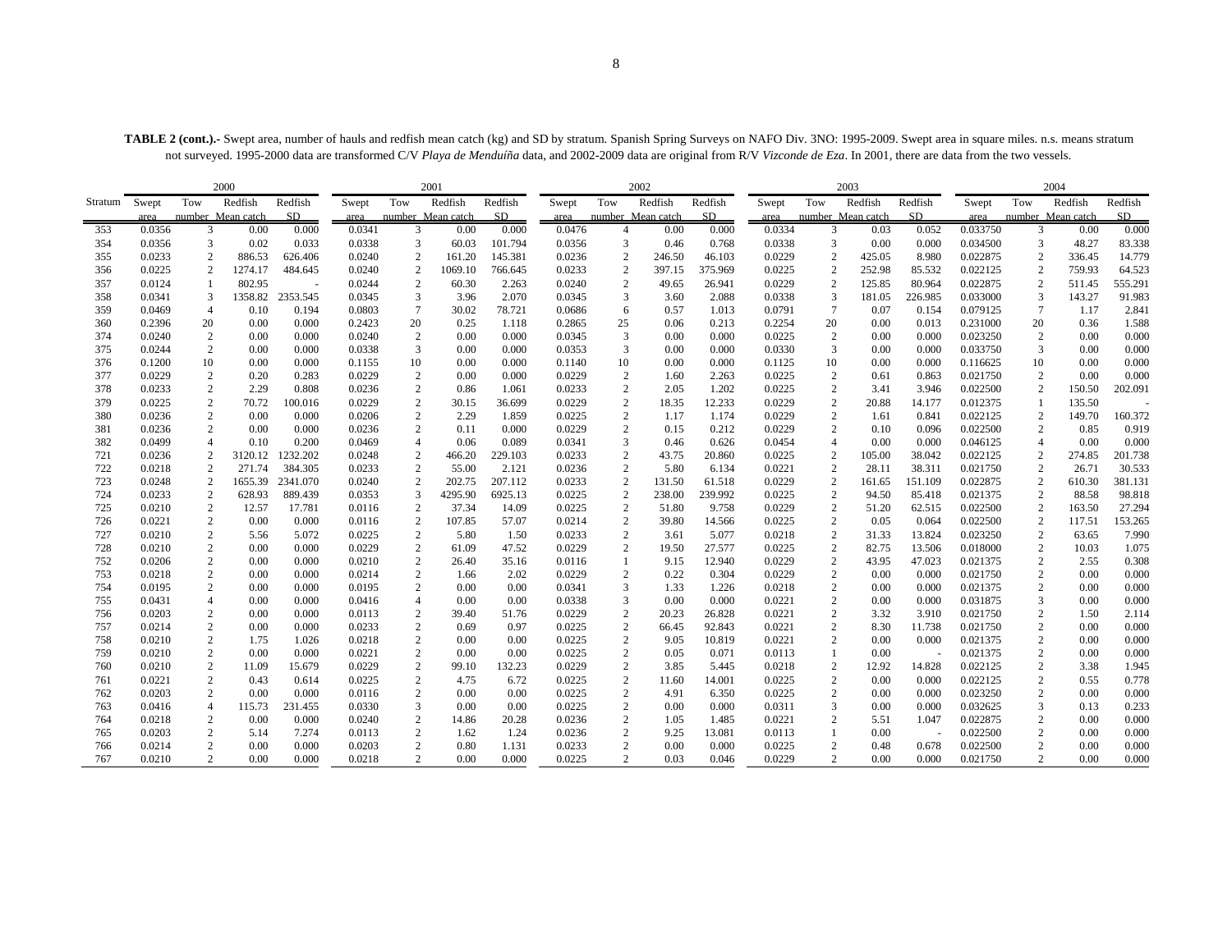**TABLE 2 (cont.).-** Swept area, number of hauls and redfish mean catch (kg) and SD by stratum. Spanish Spring Surveys on NAFO Div. 3NO: 1995-2009. Swept area in square miles. n.s. means stratum not surveyed. 1995-2000 data are transformed C/V *Playa de Menduíña* data, and 2002-2009 data are original from R/V *Vizconde de Eza*. In 2001, there are data from the two vessels.

| | 2000 | | | | 2001 | | | | 2002 | | | | 2003 | | | | 2004 | | | |
|---|---|---|---|---|---|---|---|---|---|---|---|---|---|---|---|---|---|---|---|---|
| Stratum | Swept area | Tow number | Redfish Mean catch | Redfish SD | Swept area | Tow number | Redfish Mean catch | Redfish SD | Swept area | Tow number | Redfish Mean catch | Redfish SD | Swept area | Tow number | Redfish Mean catch | Redfish SD | Swept area | Tow number | Redfish Mean catch | Redfish SD |
| 353 | 0.0356 | 3 | 0.00 | 0.000 | 0.0341 | 3 | 0.00 | 0.000 | 0.0476 | 4 | 0.00 | 0.000 | 0.0334 | 3 | 0.03 | 0.052 | 0.033750 | 3 | 0.00 | 0.000 |
| 354 | 0.0356 | 3 | 0.02 | 0.033 | 0.0338 | 3 | 60.03 | 101.794 | 0.0356 | 3 | 0.46 | 0.768 | 0.0338 | 3 | 0.00 | 0.000 | 0.034500 | 3 | 48.27 | 83.338 |
| 355 | 0.0233 | 2 | 886.53 | 626.406 | 0.0240 | 2 | 161.20 | 145.381 | 0.0236 | 2 | 246.50 | 46.103 | 0.0229 | 2 | 425.05 | 8.980 | 0.022875 | 2 | 336.45 | 14.779 |
| 356 | 0.0225 | 2 | 1274.17 | 484.645 | 0.0240 | 2 | 1069.10 | 766.645 | 0.0233 | 2 | 397.15 | 375.969 | 0.0225 | 2 | 252.98 | 85.532 | 0.022125 | 2 | 759.93 | 64.523 |
| 357 | 0.0124 | 1 | 802.95 | - | 0.0244 | 2 | 60.30 | 2.263 | 0.0240 | 2 | 49.65 | 26.941 | 0.0229 | 2 | 125.85 | 80.964 | 0.022875 | 2 | 511.45 | 555.291 |
| 358 | 0.0341 | 3 | 1358.82 | 2353.545 | 0.0345 | 3 | 3.96 | 2.070 | 0.0345 | 3 | 3.60 | 2.088 | 0.0338 | 3 | 181.05 | 226.985 | 0.033000 | 3 | 143.27 | 91.983 |
| 359 | 0.0469 | 4 | 0.10 | 0.194 | 0.0803 | 7 | 30.02 | 78.721 | 0.0686 | 6 | 0.57 | 1.013 | 0.0791 | 7 | 0.07 | 0.154 | 0.079125 | 7 | 1.17 | 2.841 |
| 360 | 0.2396 | 20 | 0.00 | 0.000 | 0.2423 | 20 | 0.25 | 1.118 | 0.2865 | 25 | 0.06 | 0.213 | 0.2254 | 20 | 0.00 | 0.013 | 0.231000 | 20 | 0.36 | 1.588 |
| 374 | 0.0240 | 2 | 0.00 | 0.000 | 0.0240 | 2 | 0.00 | 0.000 | 0.0345 | 3 | 0.00 | 0.000 | 0.0225 | 2 | 0.00 | 0.000 | 0.023250 | 2 | 0.00 | 0.000 |
| 375 | 0.0244 | 2 | 0.00 | 0.000 | 0.0338 | 3 | 0.00 | 0.000 | 0.0353 | 3 | 0.00 | 0.000 | 0.0330 | 3 | 0.00 | 0.000 | 0.033750 | 3 | 0.00 | 0.000 |
| 376 | 0.1200 | 10 | 0.00 | 0.000 | 0.1155 | 10 | 0.00 | 0.000 | 0.1140 | 10 | 0.00 | 0.000 | 0.1125 | 10 | 0.00 | 0.000 | 0.116625 | 10 | 0.00 | 0.000 |
| 377 | 0.0229 | 2 | 0.20 | 0.283 | 0.0229 | 2 | 0.00 | 0.000 | 0.0229 | 2 | 1.60 | 2.263 | 0.0225 | 2 | 0.61 | 0.863 | 0.021750 | 2 | 0.00 | 0.000 |
| 378 | 0.0233 | 2 | 2.29 | 0.808 | 0.0236 | 2 | 0.86 | 1.061 | 0.0233 | 2 | 2.05 | 1.202 | 0.0225 | 2 | 3.41 | 3.946 | 0.022500 | 2 | 150.50 | 202.091 |
| 379 | 0.0225 | 2 | 70.72 | 100.016 | 0.0229 | 2 | 30.15 | 36.699 | 0.0229 | 2 | 18.35 | 12.233 | 0.0229 | 2 | 20.88 | 14.177 | 0.012375 | 1 | 135.50 | - |
| 380 | 0.0236 | 2 | 0.00 | 0.000 | 0.0206 | 2 | 2.29 | 1.859 | 0.0225 | 2 | 1.17 | 1.174 | 0.0229 | 2 | 1.61 | 0.841 | 0.022125 | 2 | 149.70 | 160.372 |
| 381 | 0.0236 | 2 | 0.00 | 0.000 | 0.0236 | 2 | 0.11 | 0.000 | 0.0229 | 2 | 0.15 | 0.212 | 0.0229 | 2 | 0.10 | 0.096 | 0.022500 | 2 | 0.85 | 0.919 |
| 382 | 0.0499 | 4 | 0.10 | 0.200 | 0.0469 | 4 | 0.06 | 0.089 | 0.0341 | 3 | 0.46 | 0.626 | 0.0454 | 4 | 0.00 | 0.000 | 0.046125 | 4 | 0.00 | 0.000 |
| 721 | 0.0236 | 2 | 3120.12 | 1232.202 | 0.0248 | 2 | 466.20 | 229.103 | 0.0233 | 2 | 43.75 | 20.860 | 0.0225 | 2 | 105.00 | 38.042 | 0.022125 | 2 | 274.85 | 201.738 |
| 722 | 0.0218 | 2 | 271.74 | 384.305 | 0.0233 | 2 | 55.00 | 2.121 | 0.0236 | 2 | 5.80 | 6.134 | 0.0221 | 2 | 28.11 | 38.311 | 0.021750 | 2 | 26.71 | 30.533 |
| 723 | 0.0248 | 2 | 1655.39 | 2341.070 | 0.0240 | 2 | 202.75 | 207.112 | 0.0233 | 2 | 131.50 | 61.518 | 0.0229 | 2 | 161.65 | 151.109 | 0.022875 | 2 | 610.30 | 381.131 |
| 724 | 0.0233 | 2 | 628.93 | 889.439 | 0.0353 | 3 | 4295.90 | 6925.13 | 0.0225 | 2 | 238.00 | 239.992 | 0.0225 | 2 | 94.50 | 85.418 | 0.021375 | 2 | 88.58 | 98.818 |
| 725 | 0.0210 | 2 | 12.57 | 17.781 | 0.0116 | 2 | 37.34 | 14.09 | 0.0225 | 2 | 51.80 | 9.758 | 0.0229 | 2 | 51.20 | 62.515 | 0.022500 | 2 | 163.50 | 27.294 |
| 726 | 0.0221 | 2 | 0.00 | 0.000 | 0.0116 | 2 | 107.85 | 57.07 | 0.0214 | 2 | 39.80 | 14.566 | 0.0225 | 2 | 0.05 | 0.064 | 0.022500 | 2 | 117.51 | 153.265 |
| 727 | 0.0210 | 2 | 5.56 | 5.072 | 0.0225 | 2 | 5.80 | 1.50 | 0.0233 | 2 | 3.61 | 5.077 | 0.0218 | 2 | 31.33 | 13.824 | 0.023250 | 2 | 63.65 | 7.990 |
| 728 | 0.0210 | 2 | 0.00 | 0.000 | 0.0229 | 2 | 61.09 | 47.52 | 0.0229 | 2 | 19.50 | 27.577 | 0.0225 | 2 | 82.75 | 13.506 | 0.018000 | 2 | 10.03 | 1.075 |
| 752 | 0.0206 | 2 | 0.00 | 0.000 | 0.0210 | 2 | 26.40 | 35.16 | 0.0116 | 1 | 9.15 | 12.940 | 0.0229 | 2 | 43.95 | 47.023 | 0.021375 | 2 | 2.55 | 0.308 |
| 753 | 0.0218 | 2 | 0.00 | 0.000 | 0.0214 | 2 | 1.66 | 2.02 | 0.0229 | 2 | 0.22 | 0.304 | 0.0229 | 2 | 0.00 | 0.000 | 0.021750 | 2 | 0.00 | 0.000 |
| 754 | 0.0195 | 2 | 0.00 | 0.000 | 0.0195 | 2 | 0.00 | 0.00 | 0.0341 | 3 | 1.33 | 1.226 | 0.0218 | 2 | 0.00 | 0.000 | 0.021375 | 2 | 0.00 | 0.000 |
| 755 | 0.0431 | 4 | 0.00 | 0.000 | 0.0416 | 4 | 0.00 | 0.00 | 0.0338 | 3 | 0.00 | 0.000 | 0.0221 | 2 | 0.00 | 0.000 | 0.031875 | 3 | 0.00 | 0.000 |
| 756 | 0.0203 | 2 | 0.00 | 0.000 | 0.0113 | 2 | 39.40 | 51.76 | 0.0229 | 2 | 20.23 | 26.828 | 0.0221 | 2 | 3.32 | 3.910 | 0.021750 | 2 | 1.50 | 2.114 |
| 757 | 0.0214 | 2 | 0.00 | 0.000 | 0.0233 | 2 | 0.69 | 0.97 | 0.0225 | 2 | 66.45 | 92.843 | 0.0221 | 2 | 8.30 | 11.738 | 0.021750 | 2 | 0.00 | 0.000 |
| 758 | 0.0210 | 2 | 1.75 | 1.026 | 0.0218 | 2 | 0.00 | 0.00 | 0.0225 | 2 | 9.05 | 10.819 | 0.0221 | 2 | 0.00 | 0.000 | 0.021375 | 2 | 0.00 | 0.000 |
| 759 | 0.0210 | 2 | 0.00 | 0.000 | 0.0221 | 2 | 0.00 | 0.00 | 0.0225 | 2 | 0.05 | 0.071 | 0.0113 | 1 | 0.00 | - | 0.021375 | 2 | 0.00 | 0.000 |
| 760 | 0.0210 | 2 | 11.09 | 15.679 | 0.0229 | 2 | 99.10 | 132.23 | 0.0229 | 2 | 3.85 | 5.445 | 0.0218 | 2 | 12.92 | 14.828 | 0.022125 | 2 | 3.38 | 1.945 |
| 761 | 0.0221 | 2 | 0.43 | 0.614 | 0.0225 | 2 | 4.75 | 6.72 | 0.0225 | 2 | 11.60 | 14.001 | 0.0225 | 2 | 0.00 | 0.000 | 0.022125 | 2 | 0.55 | 0.778 |
| 762 | 0.0203 | 2 | 0.00 | 0.000 | 0.0116 | 2 | 0.00 | 0.00 | 0.0225 | 2 | 4.91 | 6.350 | 0.0225 | 2 | 0.00 | 0.000 | 0.023250 | 2 | 0.00 | 0.000 |
| 763 | 0.0416 | 4 | 115.73 | 231.455 | 0.0330 | 3 | 0.00 | 0.00 | 0.0225 | 2 | 0.00 | 0.000 | 0.0311 | 3 | 0.00 | 0.000 | 0.032625 | 3 | 0.13 | 0.233 |
| 764 | 0.0218 | 2 | 0.00 | 0.000 | 0.0240 | 2 | 14.86 | 20.28 | 0.0236 | 2 | 1.05 | 1.485 | 0.0221 | 2 | 5.51 | 1.047 | 0.022875 | 2 | 0.00 | 0.000 |
| 765 | 0.0203 | 2 | 5.14 | 7.274 | 0.0113 | 2 | 1.62 | 1.24 | 0.0236 | 2 | 9.25 | 13.081 | 0.0113 | 1 | 0.00 | - | 0.022500 | 2 | 0.00 | 0.000 |
| 766 | 0.0214 | 2 | 0.00 | 0.000 | 0.0203 | 2 | 0.80 | 1.131 | 0.0233 | 2 | 0.00 | 0.000 | 0.0225 | 2 | 0.48 | 0.678 | 0.022500 | 2 | 0.00 | 0.000 |
| 767 | 0.0210 | 2 | 0.00 | 0.000 | 0.0218 | 2 | 0.00 | 0.000 | 0.0225 | 2 | 0.03 | 0.046 | 0.0229 | 2 | 0.00 | 0.000 | 0.021750 | 2 | 0.00 | 0.000 |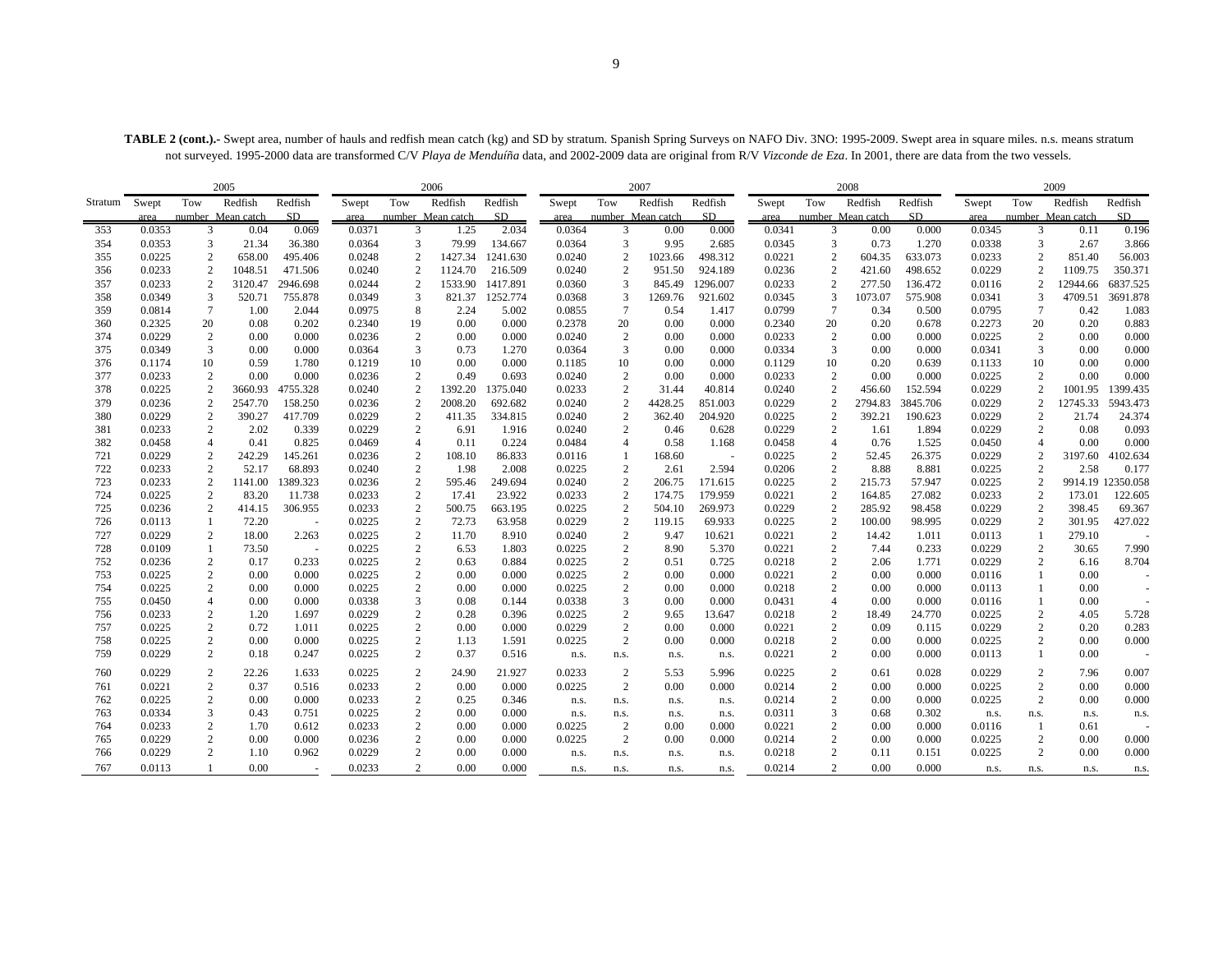**TABLE 2 (cont.).-** Swept area, number of hauls and redfish mean catch (kg) and SD by stratum. Spanish Spring Surveys on NAFO Div. 3NO: 1995-2009. Swept area in square miles. n.s. means stratum not surveyed. 1995-2000 data are transformed C/V *Playa de Menduíña* data, and 2002-2009 data are original from R/V *Vizconde de Eza*. In 2001, there are data from the two vessels.

| | 2005 | | | | 2006 | | | | 2007 | | | | 2008 | | | | 2009 | | | |
|---|---|---|---|---|---|---|---|---|---|---|---|---|---|---|---|---|---|---|---|---|
| Stratum | Swept area | Tow number | Redfish Mean catch | Redfish SD | Swept area | Tow number | Redfish Mean catch | Redfish SD | Swept area | Tow number | Redfish Mean catch | Redfish SD | Swept area | Tow number | Redfish Mean catch | Redfish SD | Swept area | Tow number | Redfish Mean catch | Redfish SD |
| 353 | 0.0353 | 3 | 0.04 | 0.069 | 0.0371 | 3 | 1.25 | 2.034 | 0.0364 | 3 | 0.00 | 0.000 | 0.0341 | 3 | 0.00 | 0.000 | 0.0345 | 3 | 0.11 | 0.196 |
| 354 | 0.0353 | 3 | 21.34 | 36.380 | 0.0364 | 3 | 79.99 | 134.667 | 0.0364 | 3 | 9.95 | 2.685 | 0.0345 | 3 | 0.73 | 1.270 | 0.0338 | 3 | 2.67 | 3.866 |
| 355 | 0.0225 | 2 | 658.00 | 495.406 | 0.0248 | 2 | 1427.34 | 1241.630 | 0.0240 | 2 | 1023.66 | 498.312 | 0.0221 | 2 | 604.35 | 633.073 | 0.0233 | 2 | 851.40 | 56.003 |
| 356 | 0.0233 | 2 | 1048.51 | 471.506 | 0.0240 | 2 | 1124.70 | 216.509 | 0.0240 | 2 | 951.50 | 924.189 | 0.0236 | 2 | 421.60 | 498.652 | 0.0229 | 2 | 1109.75 | 350.371 |
| 357 | 0.0233 | 2 | 3120.47 | 2946.698 | 0.0244 | 2 | 1533.90 | 1417.891 | 0.0360 | 3 | 845.49 | 1296.007 | 0.0233 | 2 | 277.50 | 136.472 | 0.0116 | 2 | 12944.66 | 6837.525 |
| 358 | 0.0349 | 3 | 520.71 | 755.878 | 0.0349 | 3 | 821.37 | 1252.774 | 0.0368 | 3 | 1269.76 | 921.602 | 0.0345 | 3 | 1073.07 | 575.908 | 0.0341 | 3 | 4709.51 | 3691.878 |
| 359 | 0.0814 | 7 | 1.00 | 2.044 | 0.0975 | 8 | 2.24 | 5.002 | 0.0855 | 7 | 0.54 | 1.417 | 0.0799 | 7 | 0.34 | 0.500 | 0.0795 | 7 | 0.42 | 1.083 |
| 360 | 0.2325 | 20 | 0.08 | 0.202 | 0.2340 | 19 | 0.00 | 0.000 | 0.2378 | 20 | 0.00 | 0.000 | 0.2340 | 20 | 0.20 | 0.678 | 0.2273 | 20 | 0.20 | 0.883 |
| 374 | 0.0229 | 2 | 0.00 | 0.000 | 0.0236 | 2 | 0.00 | 0.000 | 0.0240 | 2 | 0.00 | 0.000 | 0.0233 | 2 | 0.00 | 0.000 | 0.0225 | 2 | 0.00 | 0.000 |
| 375 | 0.0349 | 3 | 0.00 | 0.000 | 0.0364 | 3 | 0.73 | 1.270 | 0.0364 | 3 | 0.00 | 0.000 | 0.0334 | 3 | 0.00 | 0.000 | 0.0341 | 3 | 0.00 | 0.000 |
| 376 | 0.1174 | 10 | 0.59 | 1.780 | 0.1219 | 10 | 0.00 | 0.000 | 0.1185 | 10 | 0.00 | 0.000 | 0.1129 | 10 | 0.20 | 0.639 | 0.1133 | 10 | 0.00 | 0.000 |
| 377 | 0.0233 | 2 | 0.00 | 0.000 | 0.0236 | 2 | 0.49 | 0.693 | 0.0240 | 2 | 0.00 | 0.000 | 0.0233 | 2 | 0.00 | 0.000 | 0.0225 | 2 | 0.00 | 0.000 |
| 378 | 0.0225 | 2 | 3660.93 | 4755.328 | 0.0240 | 2 | 1392.20 | 1375.040 | 0.0233 | 2 | 31.44 | 40.814 | 0.0240 | 2 | 456.60 | 152.594 | 0.0229 | 2 | 1001.95 | 1399.435 |
| 379 | 0.0236 | 2 | 2547.70 | 158.250 | 0.0236 | 2 | 2008.20 | 692.682 | 0.0240 | 2 | 4428.25 | 851.003 | 0.0229 | 2 | 2794.83 | 3845.706 | 0.0229 | 2 | 12745.33 | 5943.473 |
| 380 | 0.0229 | 2 | 390.27 | 417.709 | 0.0229 | 2 | 411.35 | 334.815 | 0.0240 | 2 | 362.40 | 204.920 | 0.0225 | 2 | 392.21 | 190.623 | 0.0229 | 2 | 21.74 | 24.374 |
| 381 | 0.0233 | 2 | 2.02 | 0.339 | 0.0229 | 2 | 6.91 | 1.916 | 0.0240 | 2 | 0.46 | 0.628 | 0.0229 | 2 | 1.61 | 1.894 | 0.0229 | 2 | 0.08 | 0.093 |
| 382 | 0.0458 | 4 | 0.41 | 0.825 | 0.0469 | 4 | 0.11 | 0.224 | 0.0484 | 4 | 0.58 | 1.168 | 0.0458 | 4 | 0.76 | 1.525 | 0.0450 | 4 | 0.00 | 0.000 |
| 721 | 0.0229 | 2 | 242.29 | 145.261 | 0.0236 | 2 | 108.10 | 86.833 | 0.0116 | 1 | 168.60 | - | 0.0225 | 2 | 52.45 | 26.375 | 0.0229 | 2 | 3197.60 | 4102.634 |
| 722 | 0.0233 | 2 | 52.17 | 68.893 | 0.0240 | 2 | 1.98 | 2.008 | 0.0225 | 2 | 2.61 | 2.594 | 0.0206 | 2 | 8.88 | 8.881 | 0.0225 | 2 | 2.58 | 0.177 |
| 723 | 0.0233 | 2 | 1141.00 | 1389.323 | 0.0236 | 2 | 595.46 | 249.694 | 0.0240 | 2 | 206.75 | 171.615 | 0.0225 | 2 | 215.73 | 57.947 | 0.0225 | 2 | 9914.19 | 12350.058 |
| 724 | 0.0225 | 2 | 83.20 | 11.738 | 0.0233 | 2 | 17.41 | 23.922 | 0.0233 | 2 | 174.75 | 179.959 | 0.0221 | 2 | 164.85 | 27.082 | 0.0233 | 2 | 173.01 | 122.605 |
| 725 | 0.0236 | 2 | 414.15 | 306.955 | 0.0233 | 2 | 500.75 | 663.195 | 0.0225 | 2 | 504.10 | 269.973 | 0.0229 | 2 | 285.92 | 98.458 | 0.0225 | 2 | 398.45 | 69.367 |
| 726 | 0.0113 | 1 | 72.20 | - | 0.0225 | 2 | 72.73 | 63.958 | 0.0229 | 2 | 119.15 | 69.933 | 0.0225 | 2 | 100.00 | 98.995 | 0.0229 | 2 | 301.95 | 427.022 |
| 727 | 0.0229 | 2 | 18.00 | 2.263 | 0.0225 | 2 | 11.70 | 8.910 | 0.0240 | 2 | 9.47 | 10.621 | 0.0221 | 2 | 14.42 | 1.011 | 0.0113 | 1 | 279.10 | - |
| 728 | 0.0109 | 1 | 73.50 | - | 0.0225 | 2 | 6.53 | 1.803 | 0.0225 | 2 | 8.90 | 5.370 | 0.0221 | 2 | 7.44 | 0.233 | 0.0229 | 2 | 30.65 | 7.990 |
| 752 | 0.0236 | 2 | 0.17 | 0.233 | 0.0225 | 2 | 0.63 | 0.884 | 0.0225 | 2 | 0.51 | 0.725 | 0.0218 | 2 | 2.06 | 1.771 | 0.0229 | 2 | 6.16 | 8.704 |
| 753 | 0.0225 | 2 | 0.00 | 0.000 | 0.0225 | 2 | 0.00 | 0.000 | 0.0225 | 2 | 0.00 | 0.000 | 0.0221 | 2 | 0.00 | 0.000 | 0.0116 | 1 | 0.00 | - |
| 754 | 0.0225 | 2 | 0.00 | 0.000 | 0.0225 | 2 | 0.00 | 0.000 | 0.0225 | 2 | 0.00 | 0.000 | 0.0218 | 2 | 0.00 | 0.000 | 0.0113 | 1 | 0.00 | - |
| 755 | 0.0450 | 4 | 0.00 | 0.000 | 0.0338 | 3 | 0.08 | 0.144 | 0.0338 | 3 | 0.00 | 0.000 | 0.0431 | 4 | 0.00 | 0.000 | 0.0116 | 1 | 0.00 | - |
| 756 | 0.0233 | 2 | 1.20 | 1.697 | 0.0229 | 2 | 0.28 | 0.396 | 0.0225 | 2 | 9.65 | 13.647 | 0.0218 | 2 | 18.49 | 24.770 | 0.0225 | 2 | 4.05 | 5.728 |
| 757 | 0.0225 | 2 | 0.72 | 1.011 | 0.0225 | 2 | 0.00 | 0.000 | 0.0229 | 2 | 0.00 | 0.000 | 0.0221 | 2 | 0.09 | 0.115 | 0.0229 | 2 | 0.20 | 0.283 |
| 758 | 0.0225 | 2 | 0.00 | 0.000 | 0.0225 | 2 | 1.13 | 1.591 | 0.0225 | 2 | 0.00 | 0.000 | 0.0218 | 2 | 0.00 | 0.000 | 0.0225 | 2 | 0.00 | 0.000 |
| 759 | 0.0229 | 2 | 0.18 | 0.247 | 0.0225 | 2 | 0.37 | 0.516 | n.s. | n.s. | n.s. | n.s. | 0.0221 | 2 | 0.00 | 0.000 | 0.0113 | 1 | 0.00 | - |
| 760 | 0.0229 | 2 | 22.26 | 1.633 | 0.0225 | 2 | 24.90 | 21.927 | 0.0233 | 2 | 5.53 | 5.996 | 0.0225 | 2 | 0.61 | 0.028 | 0.0229 | 2 | 7.96 | 0.007 |
| 761 | 0.0221 | 2 | 0.37 | 0.516 | 0.0233 | 2 | 0.00 | 0.000 | 0.0225 | 2 | 0.00 | 0.000 | 0.0214 | 2 | 0.00 | 0.000 | 0.0225 | 2 | 0.00 | 0.000 |
| 762 | 0.0225 | 2 | 0.00 | 0.000 | 0.0233 | 2 | 0.25 | 0.346 | n.s. | n.s. | n.s. | n.s. | 0.0214 | 2 | 0.00 | 0.000 | 0.0225 | 2 | 0.00 | 0.000 |
| 763 | 0.0334 | 3 | 0.43 | 0.751 | 0.0225 | 2 | 0.00 | 0.000 | n.s. | n.s. | n.s. | n.s. | 0.0311 | 3 | 0.68 | 0.302 | n.s. | n.s. | n.s. | n.s. |
| 764 | 0.0233 | 2 | 1.70 | 0.612 | 0.0233 | 2 | 0.00 | 0.000 | 0.0225 | 2 | 0.00 | 0.000 | 0.0221 | 2 | 0.00 | 0.000 | 0.0116 | 1 | 0.61 | - |
| 765 | 0.0229 | 2 | 0.00 | 0.000 | 0.0236 | 2 | 0.00 | 0.000 | 0.0225 | 2 | 0.00 | 0.000 | 0.0214 | 2 | 0.00 | 0.000 | 0.0225 | 2 | 0.00 | 0.000 |
| 766 | 0.0229 | 2 | 1.10 | 0.962 | 0.0229 | 2 | 0.00 | 0.000 | n.s. | n.s. | n.s. | n.s. | 0.0218 | 2 | 0.11 | 0.151 | 0.0225 | 2 | 0.00 | 0.000 |
| 767 | 0.0113 | 1 | 0.00 | - | 0.0233 | 2 | 0.00 | 0.000 | n.s. | n.s. | n.s. | n.s. | 0.0214 | 2 | 0.00 | 0.000 | n.s. | n.s. | n.s. | n.s. |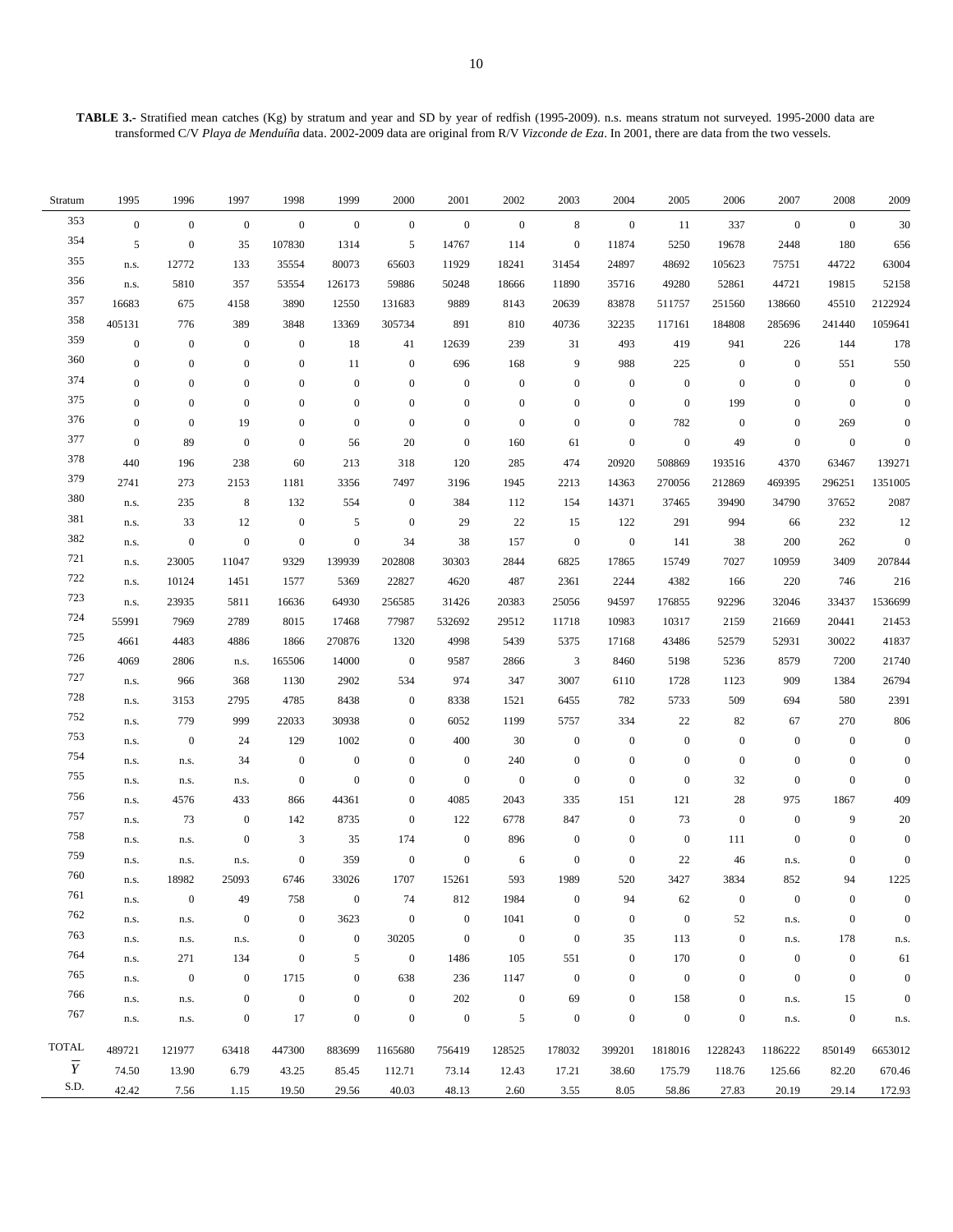**TABLE 3.-** Stratified mean catches (Kg) by stratum and year and SD by year of redfish (1995-2009). n.s. means stratum not surveyed. 1995-2000 data are transformed C/V *Playa de Menduíña* data. 2002-2009 data are original from R/V *Vizconde de Eza*. In 2001, there are data from the two vessels.

| Stratum | 1995 | 1996 | 1997 | 1998 | 1999 | 2000 | 2001 | 2002 | 2003 | 2004 | 2005 | 2006 | 2007 | 2008 | 2009 |
|---|---|---|---|---|---|---|---|---|---|---|---|---|---|---|---|
| 353 | 0 | 0 | 0 | 0 | 0 | 0 | 0 | 0 | 8 | 0 | 11 | 337 | 0 | 0 | 30 |
| 354 | 5 | 0 | 35 | 107830 | 1314 | 5 | 14767 | 114 | 0 | 11874 | 5250 | 19678 | 2448 | 180 | 656 |
| 355 | n.s. | 12772 | 133 | 35554 | 80073 | 65603 | 11929 | 18241 | 31454 | 24897 | 48692 | 105623 | 75751 | 44722 | 63004 |
| 356 | n.s. | 5810 | 357 | 53554 | 126173 | 59886 | 50248 | 18666 | 11890 | 35716 | 49280 | 52861 | 44721 | 19815 | 52158 |
| 357 | 16683 | 675 | 4158 | 3890 | 12550 | 131683 | 9889 | 8143 | 20639 | 83878 | 511757 | 251560 | 138660 | 45510 | 2122924 |
| 358 | 405131 | 776 | 389 | 3848 | 13369 | 305734 | 891 | 810 | 40736 | 32235 | 117161 | 184808 | 285696 | 241440 | 1059641 |
| 359 | 0 | 0 | 0 | 0 | 18 | 41 | 12639 | 239 | 31 | 493 | 419 | 941 | 226 | 144 | 178 |
| 360 | 0 | 0 | 0 | 0 | 11 | 0 | 696 | 168 | 9 | 988 | 225 | 0 | 0 | 551 | 550 |
| 374 | 0 | 0 | 0 | 0 | 0 | 0 | 0 | 0 | 0 | 0 | 0 | 0 | 0 | 0 | 0 |
| 375 | 0 | 0 | 0 | 0 | 0 | 0 | 0 | 0 | 0 | 0 | 0 | 199 | 0 | 0 | 0 |
| 376 | 0 | 0 | 19 | 0 | 0 | 0 | 0 | 0 | 0 | 0 | 782 | 0 | 0 | 269 | 0 |
| 377 | 0 | 89 | 0 | 0 | 56 | 20 | 0 | 160 | 61 | 0 | 0 | 49 | 0 | 0 | 0 |
| 378 | 440 | 196 | 238 | 60 | 213 | 318 | 120 | 285 | 474 | 20920 | 508869 | 193516 | 4370 | 63467 | 139271 |
| 379 | 2741 | 273 | 2153 | 1181 | 3356 | 7497 | 3196 | 1945 | 2213 | 14363 | 270056 | 212869 | 469395 | 296251 | 1351005 |
| 380 | n.s. | 235 | 8 | 132 | 554 | 0 | 384 | 112 | 154 | 14371 | 37465 | 39490 | 34790 | 37652 | 2087 |
| 381 | n.s. | 33 | 12 | 0 | 5 | 0 | 29 | 22 | 15 | 122 | 291 | 994 | 66 | 232 | 12 |
| 382 | n.s. | 0 | 0 | 0 | 0 | 34 | 38 | 157 | 0 | 0 | 141 | 38 | 200 | 262 | 0 |
| 721 | n.s. | 23005 | 11047 | 9329 | 139939 | 202808 | 30303 | 2844 | 6825 | 17865 | 15749 | 7027 | 10959 | 3409 | 207844 |
| 722 | n.s. | 10124 | 1451 | 1577 | 5369 | 22827 | 4620 | 487 | 2361 | 2244 | 4382 | 166 | 220 | 746 | 216 |
| 723 | n.s. | 23935 | 5811 | 16636 | 64930 | 256585 | 31426 | 20383 | 25056 | 94597 | 176855 | 92296 | 32046 | 33437 | 1536699 |
| 724 | 55991 | 7969 | 2789 | 8015 | 17468 | 77987 | 532692 | 29512 | 11718 | 10983 | 10317 | 2159 | 21669 | 20441 | 21453 |
| 725 | 4661 | 4483 | 4886 | 1866 | 270876 | 1320 | 4998 | 5439 | 5375 | 17168 | 43486 | 52579 | 52931 | 30022 | 41837 |
| 726 | 4069 | 2806 | n.s. | 165506 | 14000 | 0 | 9587 | 2866 | 3 | 8460 | 5198 | 5236 | 8579 | 7200 | 21740 |
| 727 | n.s. | 966 | 368 | 1130 | 2902 | 534 | 974 | 347 | 3007 | 6110 | 1728 | 1123 | 909 | 1384 | 26794 |
| 728 | n.s. | 3153 | 2795 | 4785 | 8438 | 0 | 8338 | 1521 | 6455 | 782 | 5733 | 509 | 694 | 580 | 2391 |
| 752 | n.s. | 779 | 999 | 22033 | 30938 | 0 | 6052 | 1199 | 5757 | 334 | 22 | 82 | 67 | 270 | 806 |
| 753 | n.s. | 0 | 24 | 129 | 1002 | 0 | 400 | 30 | 0 | 0 | 0 | 0 | 0 | 0 | 0 |
| 754 | n.s. | n.s. | 34 | 0 | 0 | 0 | 0 | 240 | 0 | 0 | 0 | 0 | 0 | 0 | 0 |
| 755 | n.s. | n.s. | n.s. | 0 | 0 | 0 | 0 | 0 | 0 | 0 | 0 | 32 | 0 | 0 | 0 |
| 756 | n.s. | 4576 | 433 | 866 | 44361 | 0 | 4085 | 2043 | 335 | 151 | 121 | 28 | 975 | 1867 | 409 |
| 757 | n.s. | 73 | 0 | 142 | 8735 | 0 | 122 | 6778 | 847 | 0 | 73 | 0 | 0 | 9 | 20 |
| 758 | n.s. | n.s. | 0 | 3 | 35 | 174 | 0 | 896 | 0 | 0 | 0 | 111 | 0 | 0 | 0 |
| 759 | n.s. | n.s. | n.s. | 0 | 359 | 0 | 0 | 6 | 0 | 0 | 22 | 46 | n.s. | 0 | 0 |
| 760 | n.s. | 18982 | 25093 | 6746 | 33026 | 1707 | 15261 | 593 | 1989 | 520 | 3427 | 3834 | 852 | 94 | 1225 |
| 761 | n.s. | 0 | 49 | 758 | 0 | 74 | 812 | 1984 | 0 | 94 | 62 | 0 | 0 | 0 | 0 |
| 762 | n.s. | n.s. | 0 | 0 | 3623 | 0 | 0 | 1041 | 0 | 0 | 0 | 52 | n.s. | 0 | 0 |
| 763 | n.s. | n.s. | n.s. | 0 | 0 | 30205 | 0 | 0 | 0 | 35 | 113 | 0 | n.s. | 178 | n.s. |
| 764 | n.s. | 271 | 134 | 0 | 5 | 0 | 1486 | 105 | 551 | 0 | 170 | 0 | 0 | 0 | 61 |
| 765 | n.s. | 0 | 0 | 1715 | 0 | 638 | 236 | 1147 | 0 | 0 | 0 | 0 | 0 | 0 | 0 |
| 766 | n.s. | n.s. | 0 | 0 | 0 | 0 | 202 | 0 | 69 | 0 | 158 | 0 | n.s. | 15 | 0 |
| 767 | n.s. | n.s. | 0 | 17 | 0 | 0 | 0 | 5 | 0 | 0 | 0 | 0 | n.s. | 0 | n.s. |
| TOTAL | 489721 | 121977 | 63418 | 447300 | 883699 | 1165680 | 756419 | 128525 | 178032 | 399201 | 1818016 | 1228243 | 1186222 | 850149 | 6653012 |
| $\overline{Y}$ | 74.50 | 13.90 | 6.79 | 43.25 | 85.45 | 112.71 | 73.14 | 12.43 | 17.21 | 38.60 | 175.79 | 118.76 | 125.66 | 82.20 | 670.46 |
| S.D. | 42.42 | 7.56 | 1.15 | 19.50 | 29.56 | 40.03 | 48.13 | 2.60 | 3.55 | 8.05 | 58.86 | 27.83 | 20.19 | 29.14 | 172.93 |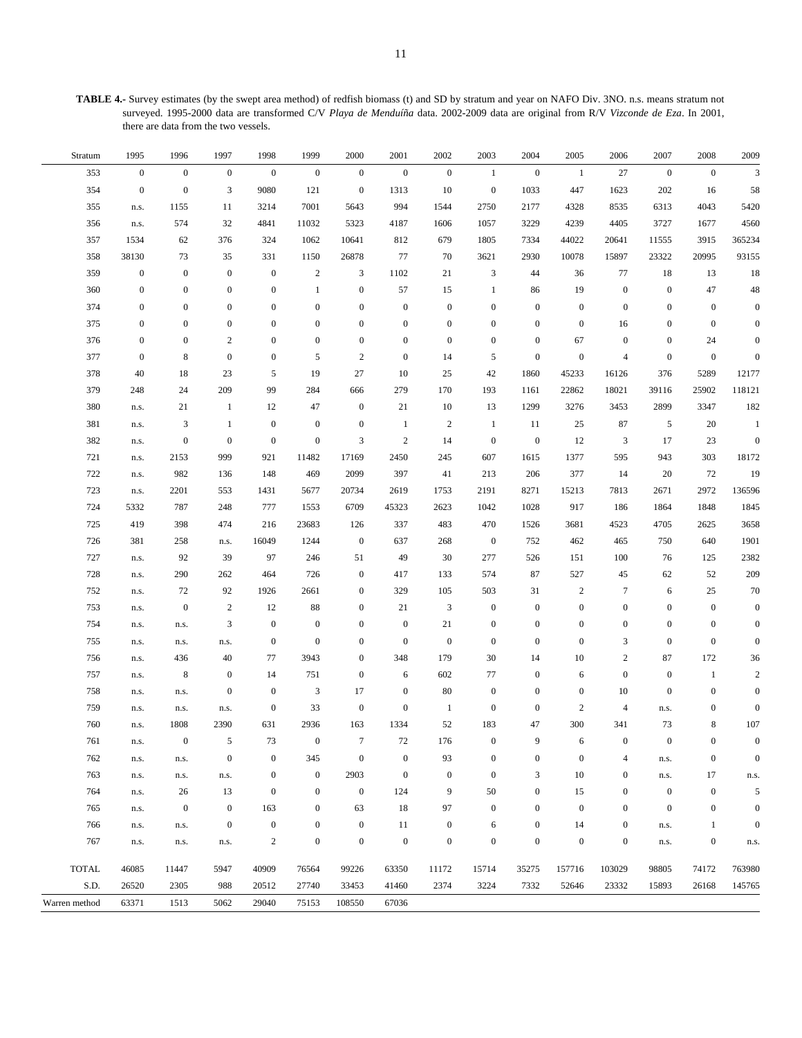**TABLE 4.-** Survey estimates (by the swept area method) of redfish biomass (t) and SD by stratum and year on NAFO Div. 3NO. n.s. means stratum not surveyed. 1995-2000 data are transformed C/V *Playa de Menduíña* data. 2002-2009 data are original from R/V *Vizconde de Eza*. In 2001, there are data from the two vessels.

| Stratum | 1995 | 1996 | 1997 | 1998 | 1999 | 2000 | 2001 | 2002 | 2003 | 2004 | 2005 | 2006 | 2007 | 2008 | 2009 |
|---|---|---|---|---|---|---|---|---|---|---|---|---|---|---|---|
| 353 | 0 | 0 | 0 | 0 | 0 | 0 | 0 | 0 | 1 | 0 | 1 | 27 | 0 | 0 | 3 |
| 354 | 0 | 0 | 3 | 9080 | 121 | 0 | 1313 | 10 | 0 | 1033 | 447 | 1623 | 202 | 16 | 58 |
| 355 | n.s. | 1155 | 11 | 3214 | 7001 | 5643 | 994 | 1544 | 2750 | 2177 | 4328 | 8535 | 6313 | 4043 | 5420 |
| 356 | n.s. | 574 | 32 | 4841 | 11032 | 5323 | 4187 | 1606 | 1057 | 3229 | 4239 | 4405 | 3727 | 1677 | 4560 |
| 357 | 1534 | 62 | 376 | 324 | 1062 | 10641 | 812 | 679 | 1805 | 7334 | 44022 | 20641 | 11555 | 3915 | 365234 |
| 358 | 38130 | 73 | 35 | 331 | 1150 | 26878 | 77 | 70 | 3621 | 2930 | 10078 | 15897 | 23322 | 20995 | 93155 |
| 359 | 0 | 0 | 0 | 0 | 2 | 3 | 1102 | 21 | 3 | 44 | 36 | 77 | 18 | 13 | 18 |
| 360 | 0 | 0 | 0 | 0 | 1 | 0 | 57 | 15 | 1 | 86 | 19 | 0 | 0 | 47 | 48 |
| 374 | 0 | 0 | 0 | 0 | 0 | 0 | 0 | 0 | 0 | 0 | 0 | 0 | 0 | 0 | 0 |
| 375 | 0 | 0 | 0 | 0 | 0 | 0 | 0 | 0 | 0 | 0 | 0 | 16 | 0 | 0 | 0 |
| 376 | 0 | 0 | 2 | 0 | 0 | 0 | 0 | 0 | 0 | 0 | 67 | 0 | 0 | 24 | 0 |
| 377 | 0 | 8 | 0 | 0 | 5 | 2 | 0 | 14 | 5 | 0 | 0 | 4 | 0 | 0 | 0 |
| 378 | 40 | 18 | 23 | 5 | 19 | 27 | 10 | 25 | 42 | 1860 | 45233 | 16126 | 376 | 5289 | 12177 |
| 379 | 248 | 24 | 209 | 99 | 284 | 666 | 279 | 170 | 193 | 1161 | 22862 | 18021 | 39116 | 25902 | 118121 |
| 380 | n.s. | 21 | 1 | 12 | 47 | 0 | 21 | 10 | 13 | 1299 | 3276 | 3453 | 2899 | 3347 | 182 |
| 381 | n.s. | 3 | 1 | 0 | 0 | 0 | 1 | 2 | 1 | 11 | 25 | 87 | 5 | 20 | 1 |
| 382 | n.s. | 0 | 0 | 0 | 0 | 3 | 2 | 14 | 0 | 0 | 12 | 3 | 17 | 23 | 0 |
| 721 | n.s. | 2153 | 999 | 921 | 11482 | 17169 | 2450 | 245 | 607 | 1615 | 1377 | 595 | 943 | 303 | 18172 |
| 722 | n.s. | 982 | 136 | 148 | 469 | 2099 | 397 | 41 | 213 | 206 | 377 | 14 | 20 | 72 | 19 |
| 723 | n.s. | 2201 | 553 | 1431 | 5677 | 20734 | 2619 | 1753 | 2191 | 8271 | 15213 | 7813 | 2671 | 2972 | 136596 |
| 724 | 5332 | 787 | 248 | 777 | 1553 | 6709 | 45323 | 2623 | 1042 | 1028 | 917 | 186 | 1864 | 1848 | 1845 |
| 725 | 419 | 398 | 474 | 216 | 23683 | 126 | 337 | 483 | 470 | 1526 | 3681 | 4523 | 4705 | 2625 | 3658 |
| 726 | 381 | 258 | n.s. | 16049 | 1244 | 0 | 637 | 268 | 0 | 752 | 462 | 465 | 750 | 640 | 1901 |
| 727 | n.s. | 92 | 39 | 97 | 246 | 51 | 49 | 30 | 277 | 526 | 151 | 100 | 76 | 125 | 2382 |
| 728 | n.s. | 290 | 262 | 464 | 726 | 0 | 417 | 133 | 574 | 87 | 527 | 45 | 62 | 52 | 209 |
| 752 | n.s. | 72 | 92 | 1926 | 2661 | 0 | 329 | 105 | 503 | 31 | 2 | 7 | 6 | 25 | 70 |
| 753 | n.s. | 0 | 2 | 12 | 88 | 0 | 21 | 3 | 0 | 0 | 0 | 0 | 0 | 0 | 0 |
| 754 | n.s. | n.s. | 3 | 0 | 0 | 0 | 0 | 21 | 0 | 0 | 0 | 0 | 0 | 0 | 0 |
| 755 | n.s. | n.s. | n.s. | 0 | 0 | 0 | 0 | 0 | 0 | 0 | 0 | 3 | 0 | 0 | 0 |
| 756 | n.s. | 436 | 40 | 77 | 3943 | 0 | 348 | 179 | 30 | 14 | 10 | 2 | 87 | 172 | 36 |
| 757 | n.s. | 8 | 0 | 14 | 751 | 0 | 6 | 602 | 77 | 0 | 6 | 0 | 0 | 1 | 2 |
| 758 | n.s. | n.s. | 0 | 0 | 3 | 17 | 0 | 80 | 0 | 0 | 0 | 10 | 0 | 0 | 0 |
| 759 | n.s. | n.s. | n.s. | 0 | 33 | 0 | 0 | 1 | 0 | 0 | 2 | 4 | n.s. | 0 | 0 |
| 760 | n.s. | 1808 | 2390 | 631 | 2936 | 163 | 1334 | 52 | 183 | 47 | 300 | 341 | 73 | 8 | 107 |
| 761 | n.s. | 0 | 5 | 73 | 0 | 7 | 72 | 176 | 0 | 9 | 6 | 0 | 0 | 0 | 0 |
| 762 | n.s. | n.s. | 0 | 0 | 345 | 0 | 0 | 93 | 0 | 0 | 0 | 4 | n.s. | 0 | 0 |
| 763 | n.s. | n.s. | n.s. | 0 | 0 | 2903 | 0 | 0 | 0 | 3 | 10 | 0 | n.s. | 17 | n.s. |
| 764 | n.s. | 26 | 13 | 0 | 0 | 0 | 124 | 9 | 50 | 0 | 15 | 0 | 0 | 0 | 5 |
| 765 | n.s. | 0 | 0 | 163 | 0 | 63 | 18 | 97 | 0 | 0 | 0 | 0 | 0 | 0 | 0 |
| 766 | n.s. | n.s. | 0 | 0 | 0 | 0 | 11 | 0 | 6 | 0 | 14 | 0 | n.s. | 1 | 0 |
| 767 | n.s. | n.s. | n.s. | 2 | 0 | 0 | 0 | 0 | 0 | 0 | 0 | 0 | n.s. | 0 | n.s. |
| TOTAL | 46085 | 11447 | 5947 | 40909 | 76564 | 99226 | 63350 | 11172 | 15714 | 35275 | 157716 | 103029 | 98805 | 74172 | 763980 |
| S.D. | 26520 | 2305 | 988 | 20512 | 27740 | 33453 | 41460 | 2374 | 3224 | 7332 | 52646 | 23332 | 15893 | 26168 | 145765 |
| Warren method | 63371 | 1513 | 5062 | 29040 | 75153 | 108550 | 67036 | | | | | | | | |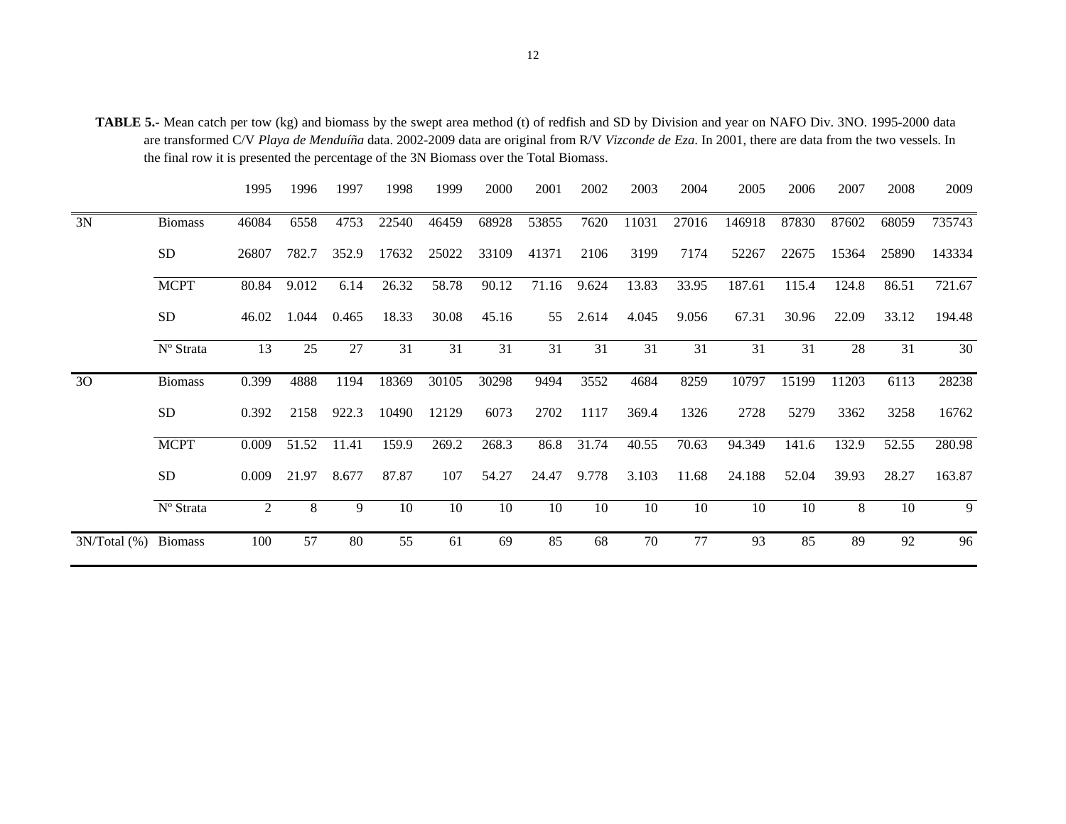**TABLE 5.-** Mean catch per tow (kg) and biomass by the swept area method (t) of redfish and SD by Division and year on NAFO Div. 3NO. 1995-2000 data are transformed C/V *Playa de Menduíña* data. 2002-2009 data are original from R/V *Vizconde de Eza*. In 2001, there are data from the two vessels. In the final row it is presented the percentage of the 3N Biomass over the Total Biomass.

| | | 1995 | 1996 | 1997 | 1998 | 1999 | 2000 | 2001 | 2002 | 2003 | 2004 | 2005 | 2006 | 2007 | 2008 | 2009 |
|---|---|---|---|---|---|---|---|---|---|---|---|---|---|---|---|---|
| 3N | Biomass | 46084 | 6558 | 4753 | 22540 | 46459 | 68928 | 53855 | 7620 | 11031 | 27016 | 146918 | 87830 | 87602 | 68059 | 735743 |
| | SD | 26807 | 782.7 | 352.9 | 17632 | 25022 | 33109 | 41371 | 2106 | 3199 | 7174 | 52267 | 22675 | 15364 | 25890 | 143334 |
| | MCPT | 80.84 | 9.012 | 6.14 | 26.32 | 58.78 | 90.12 | 71.16 | 9.624 | 13.83 | 33.95 | 187.61 | 115.4 | 124.8 | 86.51 | 721.67 |
| | SD | 46.02 | 1.044 | 0.465 | 18.33 | 30.08 | 45.16 | 55 | 2.614 | 4.045 | 9.056 | 67.31 | 30.96 | 22.09 | 33.12 | 194.48 |
| | Nº Strata | 13 | 25 | 27 | 31 | 31 | 31 | 31 | 31 | 31 | 31 | 31 | 31 | 28 | 31 | 30 |
| 3O | Biomass | 0.399 | 4888 | 1194 | 18369 | 30105 | 30298 | 9494 | 3552 | 4684 | 8259 | 10797 | 15199 | 11203 | 6113 | 28238 |
| | SD | 0.392 | 2158 | 922.3 | 10490 | 12129 | 6073 | 2702 | 1117 | 369.4 | 1326 | 2728 | 5279 | 3362 | 3258 | 16762 |
| | MCPT | 0.009 | 51.52 | 11.41 | 159.9 | 269.2 | 268.3 | 86.8 | 31.74 | 40.55 | 70.63 | 94.349 | 141.6 | 132.9 | 52.55 | 280.98 |
| | SD | 0.009 | 21.97 | 8.677 | 87.87 | 107 | 54.27 | 24.47 | 9.778 | 3.103 | 11.68 | 24.188 | 52.04 | 39.93 | 28.27 | 163.87 |
| | Nº Strata | 2 | 8 | 9 | 10 | 10 | 10 | 10 | 10 | 10 | 10 | 10 | 10 | 8 | 10 | 9 |
| 3N/Total (%) | Biomass | 100 | 57 | 80 | 55 | 61 | 69 | 85 | 68 | 70 | 77 | 93 | 85 | 89 | 92 | 96 |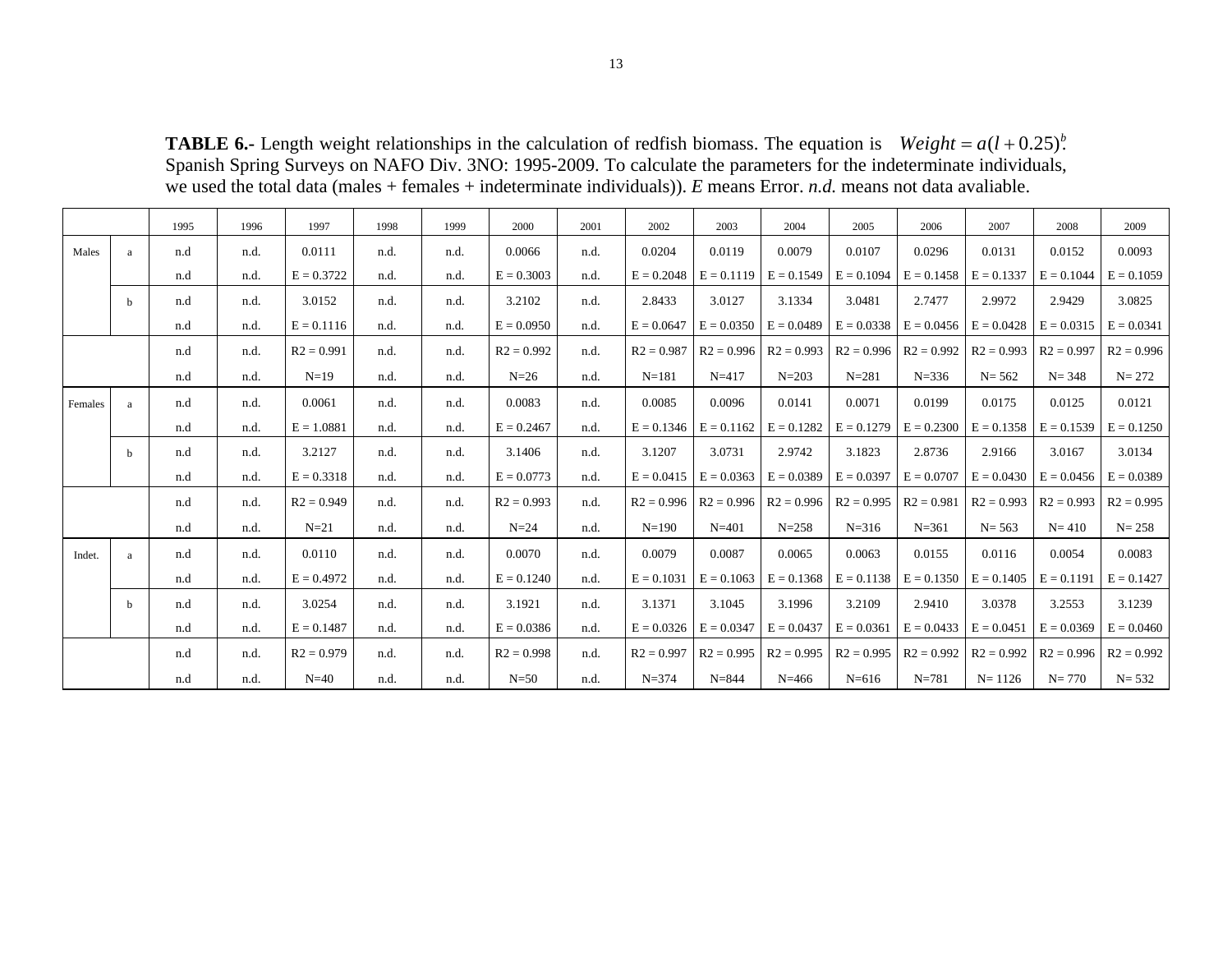**TABLE 6.-** Length weight relationships in the calculation of redfish biomass. The equation is $Weight = a(l + 0.25)^b$. Spanish Spring Surveys on NAFO Div. 3NO: 1995-2009. To calculate the parameters for the indeterminate individuals, we used the total data (males + females + indeterminate individuals)). *E* means Error. *n.d.* means not data avaliable.

| | | 1995 | 1996 | 1997 | 1998 | 1999 | 2000 | 2001 | 2002 | 2003 | 2004 | 2005 | 2006 | 2007 | 2008 | 2009 |
|---|---|---|---|---|---|---|---|---|---|---|---|---|---|---|---|---|
| Males | a | n.d | n.d. | 0.0111 | n.d. | n.d. | 0.0066 | n.d. | 0.0204 | 0.0119 | 0.0079 | 0.0107 | 0.0296 | 0.0131 | 0.0152 | 0.0093 |
| | | n.d | n.d. | E = 0.3722 | n.d. | n.d. | E = 0.3003 | n.d. | E = 0.2048 | E = 0.1119 | E = 0.1549 | E = 0.1094 | E = 0.1458 | E = 0.1337 | E = 0.1044 | E = 0.1059 |
| | b | n.d | n.d. | 3.0152 | n.d. | n.d. | 3.2102 | n.d. | 2.8433 | 3.0127 | 3.1334 | 3.0481 | 2.7477 | 2.9972 | 2.9429 | 3.0825 |
| | | n.d | n.d. | E = 0.1116 | n.d. | n.d. | E = 0.0950 | n.d. | E = 0.0647 | E = 0.0350 | E = 0.0489 | E = 0.0338 | E = 0.0456 | E = 0.0428 | E = 0.0315 | E = 0.0341 |
| | | n.d | n.d. | R2 = 0.991 | n.d. | n.d. | R2 = 0.992 | n.d. | R2 = 0.987 | R2 = 0.996 | R2 = 0.993 | R2 = 0.996 | R2 = 0.992 | R2 = 0.993 | R2 = 0.997 | R2 = 0.996 |
| | | n.d | n.d. | N=19 | n.d. | n.d. | N=26 | n.d. | N=181 | N=417 | N=203 | N=281 | N=336 | N= 562 | N= 348 | N= 272 |
| Females | a | n.d | n.d. | 0.0061 | n.d. | n.d. | 0.0083 | n.d. | 0.0085 | 0.0096 | 0.0141 | 0.0071 | 0.0199 | 0.0175 | 0.0125 | 0.0121 |
| | | n.d | n.d. | E = 1.0881 | n.d. | n.d. | E = 0.2467 | n.d. | E = 0.1346 | E = 0.1162 | E = 0.1282 | E = 0.1279 | E = 0.2300 | E = 0.1358 | E = 0.1539 | E = 0.1250 |
| | b | n.d | n.d. | 3.2127 | n.d. | n.d. | 3.1406 | n.d. | 3.1207 | 3.0731 | 2.9742 | 3.1823 | 2.8736 | 2.9166 | 3.0167 | 3.0134 |
| | | n.d | n.d. | E = 0.3318 | n.d. | n.d. | E = 0.0773 | n.d. | E = 0.0415 | E = 0.0363 | E = 0.0389 | E = 0.0397 | E = 0.0707 | E = 0.0430 | E = 0.0456 | E = 0.0389 |
| | | n.d | n.d. | R2 = 0.949 | n.d. | n.d. | R2 = 0.993 | n.d. | R2 = 0.996 | R2 = 0.996 | R2 = 0.996 | R2 = 0.995 | R2 = 0.981 | R2 = 0.993 | R2 = 0.993 | R2 = 0.995 |
| | | n.d | n.d. | N=21 | n.d. | n.d. | N=24 | n.d. | N=190 | N=401 | N=258 | N=316 | N=361 | N= 563 | N= 410 | N= 258 |
| Indet. | a | n.d | n.d. | 0.0110 | n.d. | n.d. | 0.0070 | n.d. | 0.0079 | 0.0087 | 0.0065 | 0.0063 | 0.0155 | 0.0116 | 0.0054 | 0.0083 |
| | | n.d | n.d. | E = 0.4972 | n.d. | n.d. | E = 0.1240 | n.d. | E = 0.1031 | E = 0.1063 | E = 0.1368 | E = 0.1138 | E = 0.1350 | E = 0.1405 | E = 0.1191 | E = 0.1427 |
| | b | n.d | n.d. | 3.0254 | n.d. | n.d. | 3.1921 | n.d. | 3.1371 | 3.1045 | 3.1996 | 3.2109 | 2.9410 | 3.0378 | 3.2553 | 3.1239 |
| | | n.d | n.d. | E = 0.1487 | n.d. | n.d. | E = 0.0386 | n.d. | E = 0.0326 | E = 0.0347 | E = 0.0437 | E = 0.0361 | E = 0.0433 | E = 0.0451 | E = 0.0369 | E = 0.0460 |
| | | n.d | n.d. | R2 = 0.979 | n.d. | n.d. | R2 = 0.998 | n.d. | R2 = 0.997 | R2 = 0.995 | R2 = 0.995 | R2 = 0.995 | R2 = 0.992 | R2 = 0.992 | R2 = 0.996 | R2 = 0.992 |
| | | n.d | n.d. | N=40 | n.d. | n.d. | N=50 | n.d. | N=374 | N=844 | N=466 | N=616 | N=781 | N= 1126 | N= 770 | N= 532 |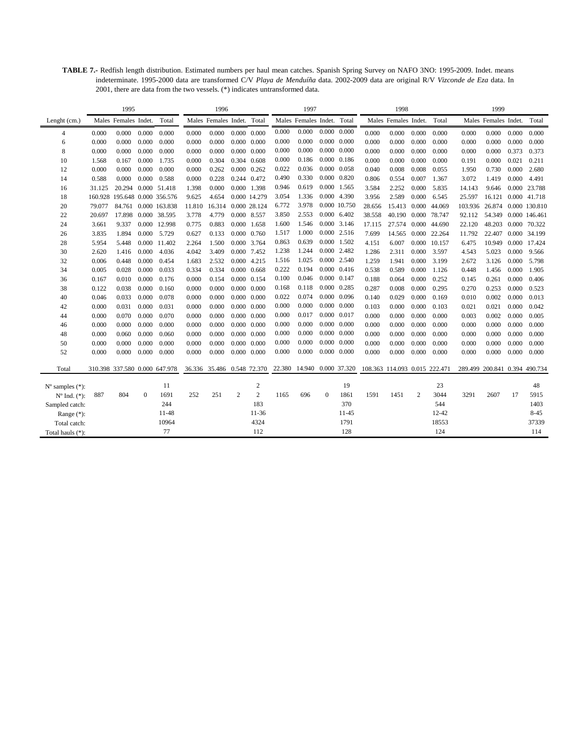**TABLE 7.-** Redfish length distribution. Estimated numbers per haul mean catches. Spanish Spring Survey on NAFO 3NO: 1995-2009. Indet. means indeterminate. 1995-2000 data are transformed C/V *Playa de Menduíña* data. 2002-2009 data are original R/V *Vizconde de Eza* data. In 2001, there are data from the two vessels. (*) indicates untransformed data.

| | 1995 | | | | 1996 | | | | 1997 | | | | 1998 | | | | 1999 | | | |
|---|---|---|---|---|---|---|---|---|---|---|---|---|---|---|---|---|---|---|---|---|
| Lenght (cm.) | Males | Females | Indet. | Total | Males | Females | Indet. | Total | Males | Females | Indet. | Total | Males | Females | Indet. | Total | Males | Females | Indet. | Total |
| 4 | 0.000 | 0.000 | 0.000 | 0.000 | 0.000 | 0.000 | 0.000 | 0.000 | 0.000 | 0.000 | 0.000 | 0.000 | 0.000 | 0.000 | 0.000 | 0.000 | 0.000 | 0.000 | 0.000 | 0.000 |
| 6 | 0.000 | 0.000 | 0.000 | 0.000 | 0.000 | 0.000 | 0.000 | 0.000 | 0.000 | 0.000 | 0.000 | 0.000 | 0.000 | 0.000 | 0.000 | 0.000 | 0.000 | 0.000 | 0.000 | 0.000 |
| 8 | 0.000 | 0.000 | 0.000 | 0.000 | 0.000 | 0.000 | 0.000 | 0.000 | 0.000 | 0.000 | 0.000 | 0.000 | 0.000 | 0.000 | 0.000 | 0.000 | 0.000 | 0.000 | 0.373 | 0.373 |
| 10 | 1.568 | 0.167 | 0.000 | 1.735 | 0.000 | 0.304 | 0.304 | 0.608 | 0.000 | 0.186 | 0.000 | 0.186 | 0.000 | 0.000 | 0.000 | 0.000 | 0.191 | 0.000 | 0.021 | 0.211 |
| 12 | 0.000 | 0.000 | 0.000 | 0.000 | 0.000 | 0.262 | 0.000 | 0.262 | 0.022 | 0.036 | 0.000 | 0.058 | 0.040 | 0.008 | 0.008 | 0.055 | 1.950 | 0.730 | 0.000 | 2.680 |
| 14 | 0.588 | 0.000 | 0.000 | 0.588 | 0.000 | 0.228 | 0.244 | 0.472 | 0.490 | 0.330 | 0.000 | 0.820 | 0.806 | 0.554 | 0.007 | 1.367 | 3.072 | 1.419 | 0.000 | 4.491 |
| 16 | 31.125 | 20.294 | 0.000 | 51.418 | 1.398 | 0.000 | 0.000 | 1.398 | 0.946 | 0.619 | 0.000 | 1.565 | 3.584 | 2.252 | 0.000 | 5.835 | 14.143 | 9.646 | 0.000 | 23.788 |
| 18 | 160.928 | 195.648 | 0.000 | 356.576 | 9.625 | 4.654 | 0.000 | 14.279 | 3.054 | 1.336 | 0.000 | 4.390 | 3.956 | 2.589 | 0.000 | 6.545 | 25.597 | 16.121 | 0.000 | 41.718 |
| 20 | 79.077 | 84.761 | 0.000 | 163.838 | 11.810 | 16.314 | 0.000 | 28.124 | 6.772 | 3.978 | 0.000 | 10.750 | 28.656 | 15.413 | 0.000 | 44.069 | 103.936 | 26.874 | 0.000 | 130.810 |
| 22 | 20.697 | 17.898 | 0.000 | 38.595 | 3.778 | 4.779 | 0.000 | 8.557 | 3.850 | 2.553 | 0.000 | 6.402 | 38.558 | 40.190 | 0.000 | 78.747 | 92.112 | 54.349 | 0.000 | 146.461 |
| 24 | 3.661 | 9.337 | 0.000 | 12.998 | 0.775 | 0.883 | 0.000 | 1.658 | 1.600 | 1.546 | 0.000 | 3.146 | 17.115 | 27.574 | 0.000 | 44.690 | 22.120 | 48.203 | 0.000 | 70.322 |
| 26 | 3.835 | 1.894 | 0.000 | 5.729 | 0.627 | 0.133 | 0.000 | 0.760 | 1.517 | 1.000 | 0.000 | 2.516 | 7.699 | 14.565 | 0.000 | 22.264 | 11.792 | 22.407 | 0.000 | 34.199 |
| 28 | 5.954 | 5.448 | 0.000 | 11.402 | 2.264 | 1.500 | 0.000 | 3.764 | 0.863 | 0.639 | 0.000 | 1.502 | 4.151 | 6.007 | 0.000 | 10.157 | 6.475 | 10.949 | 0.000 | 17.424 |
| 30 | 2.620 | 1.416 | 0.000 | 4.036 | 4.042 | 3.409 | 0.000 | 7.452 | 1.238 | 1.244 | 0.000 | 2.482 | 1.286 | 2.311 | 0.000 | 3.597 | 4.543 | 5.023 | 0.000 | 9.566 |
| 32 | 0.006 | 0.448 | 0.000 | 0.454 | 1.683 | 2.532 | 0.000 | 4.215 | 1.516 | 1.025 | 0.000 | 2.540 | 1.259 | 1.941 | 0.000 | 3.199 | 2.672 | 3.126 | 0.000 | 5.798 |
| 34 | 0.005 | 0.028 | 0.000 | 0.033 | 0.334 | 0.334 | 0.000 | 0.668 | 0.222 | 0.194 | 0.000 | 0.416 | 0.538 | 0.589 | 0.000 | 1.126 | 0.448 | 1.456 | 0.000 | 1.905 |
| 36 | 0.167 | 0.010 | 0.000 | 0.176 | 0.000 | 0.154 | 0.000 | 0.154 | 0.100 | 0.046 | 0.000 | 0.147 | 0.188 | 0.064 | 0.000 | 0.252 | 0.145 | 0.261 | 0.000 | 0.406 |
| 38 | 0.122 | 0.038 | 0.000 | 0.160 | 0.000 | 0.000 | 0.000 | 0.000 | 0.168 | 0.118 | 0.000 | 0.285 | 0.287 | 0.008 | 0.000 | 0.295 | 0.270 | 0.253 | 0.000 | 0.523 |
| 40 | 0.046 | 0.033 | 0.000 | 0.078 | 0.000 | 0.000 | 0.000 | 0.000 | 0.022 | 0.074 | 0.000 | 0.096 | 0.140 | 0.029 | 0.000 | 0.169 | 0.010 | 0.002 | 0.000 | 0.013 |
| 42 | 0.000 | 0.031 | 0.000 | 0.031 | 0.000 | 0.000 | 0.000 | 0.000 | 0.000 | 0.000 | 0.000 | 0.000 | 0.103 | 0.000 | 0.000 | 0.103 | 0.021 | 0.021 | 0.000 | 0.042 |
| 44 | 0.000 | 0.070 | 0.000 | 0.070 | 0.000 | 0.000 | 0.000 | 0.000 | 0.000 | 0.017 | 0.000 | 0.017 | 0.000 | 0.000 | 0.000 | 0.000 | 0.003 | 0.002 | 0.000 | 0.005 |
| 46 | 0.000 | 0.000 | 0.000 | 0.000 | 0.000 | 0.000 | 0.000 | 0.000 | 0.000 | 0.000 | 0.000 | 0.000 | 0.000 | 0.000 | 0.000 | 0.000 | 0.000 | 0.000 | 0.000 | 0.000 |
| 48 | 0.000 | 0.060 | 0.000 | 0.060 | 0.000 | 0.000 | 0.000 | 0.000 | 0.000 | 0.000 | 0.000 | 0.000 | 0.000 | 0.000 | 0.000 | 0.000 | 0.000 | 0.000 | 0.000 | 0.000 |
| 50 | 0.000 | 0.000 | 0.000 | 0.000 | 0.000 | 0.000 | 0.000 | 0.000 | 0.000 | 0.000 | 0.000 | 0.000 | 0.000 | 0.000 | 0.000 | 0.000 | 0.000 | 0.000 | 0.000 | 0.000 |
| 52 | 0.000 | 0.000 | 0.000 | 0.000 | 0.000 | 0.000 | 0.000 | 0.000 | 0.000 | 0.000 | 0.000 | 0.000 | 0.000 | 0.000 | 0.000 | 0.000 | 0.000 | 0.000 | 0.000 | 0.000 |
| Total | 310.398 | 337.580 | 0.000 | 647.978 | 36.336 | 35.486 | 0.548 | 72.370 | 22.380 | 14.940 | 0.000 | 37.320 | 108.363 | 114.093 | 0.015 | 222.471 | 289.499 | 200.841 | 0.394 | 490.734 |
| Nº samples (*): | | | | 11 | | | | 2 | | | | 19 | | | | 23 | | | | 48 |
| Nº Ind. (*): | 887 | 804 | 0 | 1691 | 252 | 251 | 2 | 2 | 1165 | 696 | 0 | 1861 | 1591 | 1451 | 2 | 3044 | 3291 | 2607 | 17 | 5915 |
| Sampled catch: | | | | 244 | | | | 183 | | | | 370 | | | | 544 | | | | 1403 |
| Range (*): | | | | 11-48 | | | | 11-36 | | | | 11-45 | | | | 12-42 | | | | 8-45 |
| Total catch: | | | | 10964 | | | | 4324 | | | | 1791 | | | | 18553 | | | | 37339 |
| Total hauls (*): | | | | 77 | | | | 112 | | | | 128 | | | | 124 | | | | 114 |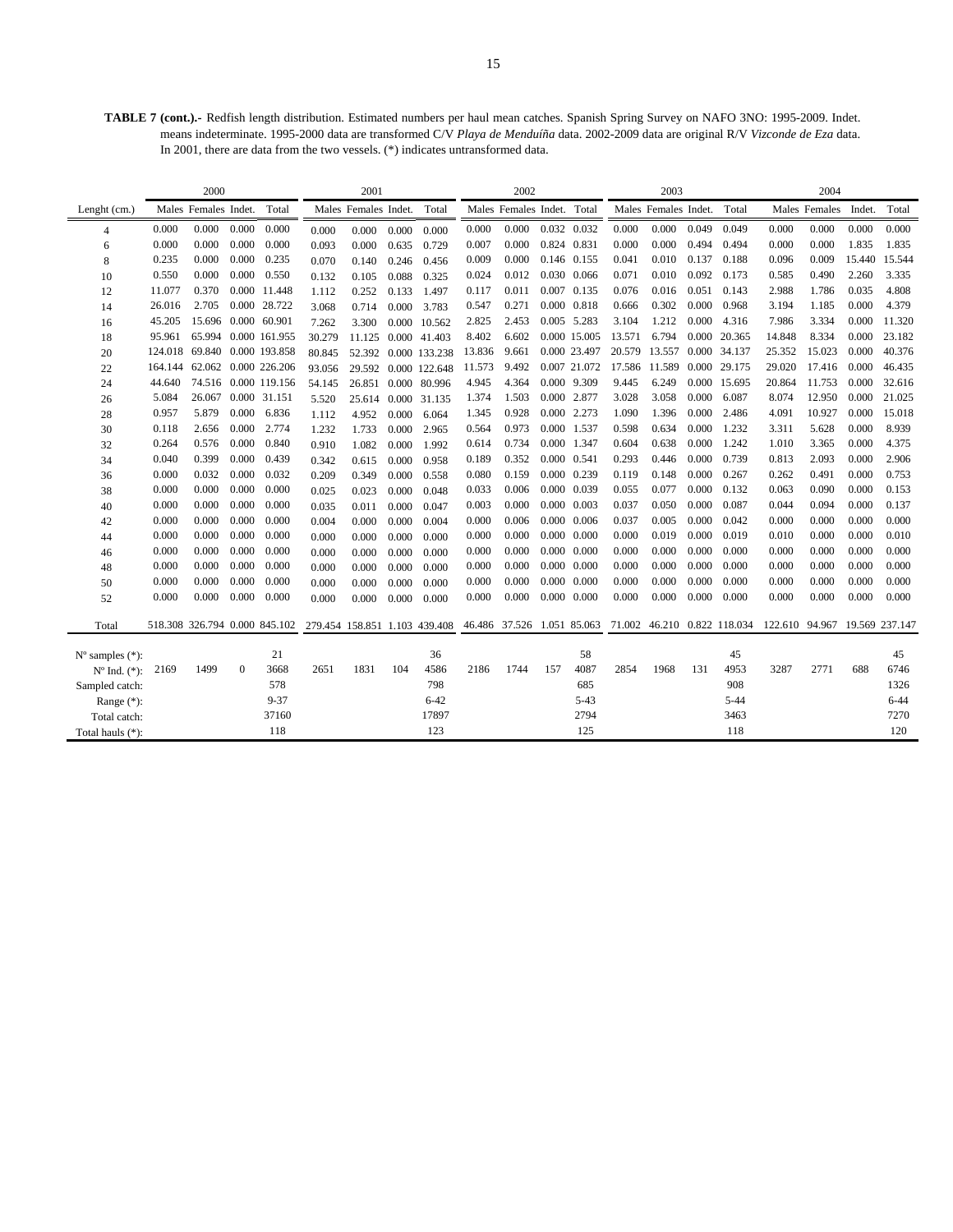**TABLE 7 (cont.).-** Redfish length distribution. Estimated numbers per haul mean catches. Spanish Spring Survey on NAFO 3NO: 1995-2009. Indet. means indeterminate. 1995-2000 data are transformed C/V *Playa de Menduíña* data. 2002-2009 data are original R/V *Vizconde de Eza* data. In 2001, there are data from the two vessels. (*) indicates untransformed data.

| | 2000 | | | | 2001 | | | | 2002 | | | | 2003 | | | | 2004 | | | |
|---|---|---|---|---|---|---|---|---|---|---|---|---|---|---|---|---|---|---|---|---|
| Lenght (cm.) | Males | Females | Indet. | Total | Males | Females | Indet. | Total | Males | Females | Indet. | Total | Males | Females | Indet. | Total | Males | Females | Indet. | Total |
| 4 | 0.000 | 0.000 | 0.000 | 0.000 | 0.000 | 0.000 | 0.000 | 0.000 | 0.000 | 0.000 | 0.032 | 0.032 | 0.000 | 0.000 | 0.049 | 0.049 | 0.000 | 0.000 | 0.000 | 0.000 |
| 6 | 0.000 | 0.000 | 0.000 | 0.000 | 0.093 | 0.000 | 0.635 | 0.729 | 0.007 | 0.000 | 0.824 | 0.831 | 0.000 | 0.000 | 0.494 | 0.494 | 0.000 | 0.000 | 1.835 | 1.835 |
| 8 | 0.235 | 0.000 | 0.000 | 0.235 | 0.070 | 0.140 | 0.246 | 0.456 | 0.009 | 0.000 | 0.146 | 0.155 | 0.041 | 0.010 | 0.137 | 0.188 | 0.096 | 0.009 | 15.440 | 15.544 |
| 10 | 0.550 | 0.000 | 0.000 | 0.550 | 0.132 | 0.105 | 0.088 | 0.325 | 0.024 | 0.012 | 0.030 | 0.066 | 0.071 | 0.010 | 0.092 | 0.173 | 0.585 | 0.490 | 2.260 | 3.335 |
| 12 | 11.077 | 0.370 | 0.000 | 11.448 | 1.112 | 0.252 | 0.133 | 1.497 | 0.117 | 0.011 | 0.007 | 0.135 | 0.076 | 0.016 | 0.051 | 0.143 | 2.988 | 1.786 | 0.035 | 4.808 |
| 14 | 26.016 | 2.705 | 0.000 | 28.722 | 3.068 | 0.714 | 0.000 | 3.783 | 0.547 | 0.271 | 0.000 | 0.818 | 0.666 | 0.302 | 0.000 | 0.968 | 3.194 | 1.185 | 0.000 | 4.379 |
| 16 | 45.205 | 15.696 | 0.000 | 60.901 | 7.262 | 3.300 | 0.000 | 10.562 | 2.825 | 2.453 | 0.005 | 5.283 | 3.104 | 1.212 | 0.000 | 4.316 | 7.986 | 3.334 | 0.000 | 11.320 |
| 18 | 95.961 | 65.994 | 0.000 | 161.955 | 30.279 | 11.125 | 0.000 | 41.403 | 8.402 | 6.602 | 0.000 | 15.005 | 13.571 | 6.794 | 0.000 | 20.365 | 14.848 | 8.334 | 0.000 | 23.182 |
| 20 | 124.018 | 69.840 | 0.000 | 193.858 | 80.845 | 52.392 | 0.000 | 133.238 | 13.836 | 9.661 | 0.000 | 23.497 | 20.579 | 13.557 | 0.000 | 34.137 | 25.352 | 15.023 | 0.000 | 40.376 |
| 22 | 164.144 | 62.062 | 0.000 | 226.206 | 93.056 | 29.592 | 0.000 | 122.648 | 11.573 | 9.492 | 0.007 | 21.072 | 17.586 | 11.589 | 0.000 | 29.175 | 29.020 | 17.416 | 0.000 | 46.435 |
| 24 | 44.640 | 74.516 | 0.000 | 119.156 | 54.145 | 26.851 | 0.000 | 80.996 | 4.945 | 4.364 | 0.000 | 9.309 | 9.445 | 6.249 | 0.000 | 15.695 | 20.864 | 11.753 | 0.000 | 32.616 |
| 26 | 5.084 | 26.067 | 0.000 | 31.151 | 5.520 | 25.614 | 0.000 | 31.135 | 1.374 | 1.503 | 0.000 | 2.877 | 3.028 | 3.058 | 0.000 | 6.087 | 8.074 | 12.950 | 0.000 | 21.025 |
| 28 | 0.957 | 5.879 | 0.000 | 6.836 | 1.112 | 4.952 | 0.000 | 6.064 | 1.345 | 0.928 | 0.000 | 2.273 | 1.090 | 1.396 | 0.000 | 2.486 | 4.091 | 10.927 | 0.000 | 15.018 |
| 30 | 0.118 | 2.656 | 0.000 | 2.774 | 1.232 | 1.733 | 0.000 | 2.965 | 0.564 | 0.973 | 0.000 | 1.537 | 0.598 | 0.634 | 0.000 | 1.232 | 3.311 | 5.628 | 0.000 | 8.939 |
| 32 | 0.264 | 0.576 | 0.000 | 0.840 | 0.910 | 1.082 | 0.000 | 1.992 | 0.614 | 0.734 | 0.000 | 1.347 | 0.604 | 0.638 | 0.000 | 1.242 | 1.010 | 3.365 | 0.000 | 4.375 |
| 34 | 0.040 | 0.399 | 0.000 | 0.439 | 0.342 | 0.615 | 0.000 | 0.958 | 0.189 | 0.352 | 0.000 | 0.541 | 0.293 | 0.446 | 0.000 | 0.739 | 0.813 | 2.093 | 0.000 | 2.906 |
| 36 | 0.000 | 0.032 | 0.000 | 0.032 | 0.209 | 0.349 | 0.000 | 0.558 | 0.080 | 0.159 | 0.000 | 0.239 | 0.119 | 0.148 | 0.000 | 0.267 | 0.262 | 0.491 | 0.000 | 0.753 |
| 38 | 0.000 | 0.000 | 0.000 | 0.000 | 0.025 | 0.023 | 0.000 | 0.048 | 0.033 | 0.006 | 0.000 | 0.039 | 0.055 | 0.077 | 0.000 | 0.132 | 0.063 | 0.090 | 0.000 | 0.153 |
| 40 | 0.000 | 0.000 | 0.000 | 0.000 | 0.035 | 0.011 | 0.000 | 0.047 | 0.003 | 0.000 | 0.000 | 0.003 | 0.037 | 0.050 | 0.000 | 0.087 | 0.044 | 0.094 | 0.000 | 0.137 |
| 42 | 0.000 | 0.000 | 0.000 | 0.000 | 0.004 | 0.000 | 0.000 | 0.004 | 0.000 | 0.006 | 0.000 | 0.006 | 0.037 | 0.005 | 0.000 | 0.042 | 0.000 | 0.000 | 0.000 | 0.000 |
| 44 | 0.000 | 0.000 | 0.000 | 0.000 | 0.000 | 0.000 | 0.000 | 0.000 | 0.000 | 0.000 | 0.000 | 0.000 | 0.000 | 0.019 | 0.000 | 0.019 | 0.010 | 0.000 | 0.000 | 0.010 |
| 46 | 0.000 | 0.000 | 0.000 | 0.000 | 0.000 | 0.000 | 0.000 | 0.000 | 0.000 | 0.000 | 0.000 | 0.000 | 0.000 | 0.000 | 0.000 | 0.000 | 0.000 | 0.000 | 0.000 | 0.000 |
| 48 | 0.000 | 0.000 | 0.000 | 0.000 | 0.000 | 0.000 | 0.000 | 0.000 | 0.000 | 0.000 | 0.000 | 0.000 | 0.000 | 0.000 | 0.000 | 0.000 | 0.000 | 0.000 | 0.000 | 0.000 |
| 50 | 0.000 | 0.000 | 0.000 | 0.000 | 0.000 | 0.000 | 0.000 | 0.000 | 0.000 | 0.000 | 0.000 | 0.000 | 0.000 | 0.000 | 0.000 | 0.000 | 0.000 | 0.000 | 0.000 | 0.000 |
| 52 | 0.000 | 0.000 | 0.000 | 0.000 | 0.000 | 0.000 | 0.000 | 0.000 | 0.000 | 0.000 | 0.000 | 0.000 | 0.000 | 0.000 | 0.000 | 0.000 | 0.000 | 0.000 | 0.000 | 0.000 |
| Total | 518.308 | 326.794 | 0.000 | 845.102 | 279.454 | 158.851 | 1.103 | 439.408 | 46.486 | 37.526 | 1.051 | 85.063 | 71.002 | 46.210 | 0.822 | 118.034 | 122.610 | 94.967 | 19.569 | 237.147 |
| Nº samples (*): | | | | 21 | | | | 36 | | | | 58 | | | | 45 | | | | 45 |
| Nº Ind. (*): | 2169 | 1499 | 0 | 3668 | 2651 | 1831 | 104 | 4586 | 2186 | 1744 | 157 | 4087 | 2854 | 1968 | 131 | 4953 | 3287 | 2771 | 688 | 6746 |
| Sampled catch: | | | | 578 | | | | 798 | | | | 685 | | | | 908 | | | | 1326 |
| Range (*): | | | | 9-37 | | | | 6-42 | | | | 5-43 | | | | 5-44 | | | | 6-44 |
| Total catch: | | | | 37160 | | | | 17897 | | | | 2794 | | | | 3463 | | | | 7270 |
| Total hauls (*): | | | | 118 | | | | 123 | | | | 125 | | | | 118 | | | | 120 |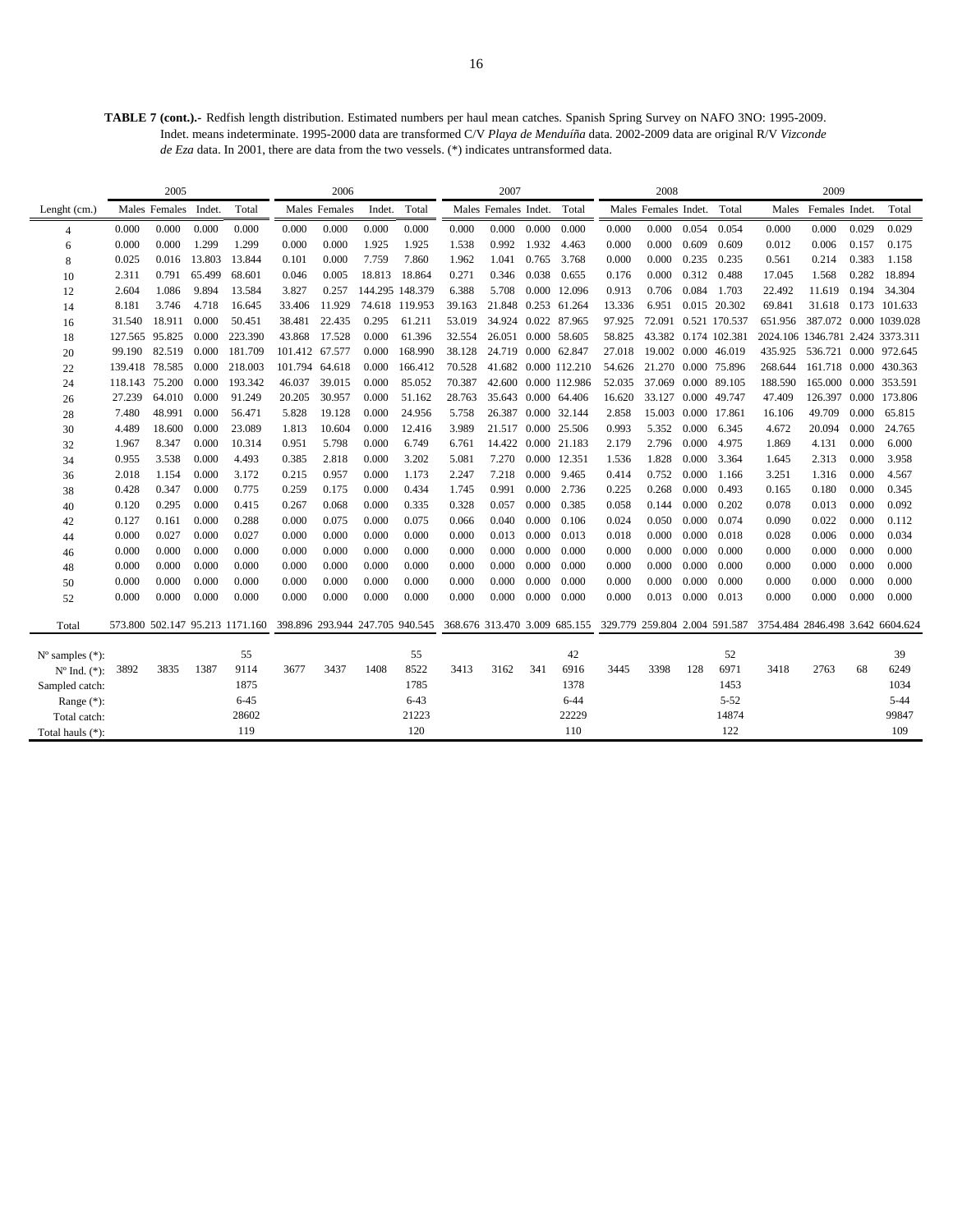**TABLE 7 (cont.).-** Redfish length distribution. Estimated numbers per haul mean catches. Spanish Spring Survey on NAFO 3NO: 1995-2009. Indet. means indeterminate. 1995-2000 data are transformed C/V *Playa de Menduíña* data. 2002-2009 data are original R/V *Vizconde de Eza* data. In 2001, there are data from the two vessels. (*) indicates untransformed data.

| | 2005 | | | | 2006 | | | | 2007 | | | | 2008 | | | | 2009 | | | |
|---|---|---|---|---|---|---|---|---|---|---|---|---|---|---|---|---|---|---|---|---|
| Lenght (cm.) | Males | Females | Indet. | Total | Males | Females | Indet. | Total | Males | Females | Indet. | Total | Males | Females | Indet. | Total | Males | Females | Indet. | Total |
| 4 | 0.000 | 0.000 | 0.000 | 0.000 | 0.000 | 0.000 | 0.000 | 0.000 | 0.000 | 0.000 | 0.000 | 0.000 | 0.000 | 0.000 | 0.054 | 0.054 | 0.000 | 0.000 | 0.029 | 0.029 |
| 6 | 0.000 | 0.000 | 1.299 | 1.299 | 0.000 | 0.000 | 1.925 | 1.925 | 1.538 | 0.992 | 1.932 | 4.463 | 0.000 | 0.000 | 0.609 | 0.609 | 0.012 | 0.006 | 0.157 | 0.175 |
| 8 | 0.025 | 0.016 | 13.803 | 13.844 | 0.101 | 0.000 | 7.759 | 7.860 | 1.962 | 1.041 | 0.765 | 3.768 | 0.000 | 0.000 | 0.235 | 0.235 | 0.561 | 0.214 | 0.383 | 1.158 |
| 10 | 2.311 | 0.791 | 65.499 | 68.601 | 0.046 | 0.005 | 18.813 | 18.864 | 0.271 | 0.346 | 0.038 | 0.655 | 0.176 | 0.000 | 0.312 | 0.488 | 17.045 | 1.568 | 0.282 | 18.894 |
| 12 | 2.604 | 1.086 | 9.894 | 13.584 | 3.827 | 0.257 | 144.295 | 148.379 | 6.388 | 5.708 | 0.000 | 12.096 | 0.913 | 0.706 | 0.084 | 1.703 | 22.492 | 11.619 | 0.194 | 34.304 |
| 14 | 8.181 | 3.746 | 4.718 | 16.645 | 33.406 | 11.929 | 74.618 | 119.953 | 39.163 | 21.848 | 0.253 | 61.264 | 13.336 | 6.951 | 0.015 | 20.302 | 69.841 | 31.618 | 0.173 | 101.633 |
| 16 | 31.540 | 18.911 | 0.000 | 50.451 | 38.481 | 22.435 | 0.295 | 61.211 | 53.019 | 34.924 | 0.022 | 87.965 | 97.925 | 72.091 | 0.521 | 170.537 | 651.956 | 387.072 | 0.000 | 1039.028 |
| 18 | 127.565 | 95.825 | 0.000 | 223.390 | 43.868 | 17.528 | 0.000 | 61.396 | 32.554 | 26.051 | 0.000 | 58.605 | 58.825 | 43.382 | 0.174 | 102.381 | 2024.106 | 1346.781 | 2.424 | 3373.311 |
| 20 | 99.190 | 82.519 | 0.000 | 181.709 | 101.412 | 67.577 | 0.000 | 168.990 | 38.128 | 24.719 | 0.000 | 62.847 | 27.018 | 19.002 | 0.000 | 46.019 | 435.925 | 536.721 | 0.000 | 972.645 |
| 22 | 139.418 | 78.585 | 0.000 | 218.003 | 101.794 | 64.618 | 0.000 | 166.412 | 70.528 | 41.682 | 0.000 | 112.210 | 54.626 | 21.270 | 0.000 | 75.896 | 268.644 | 161.718 | 0.000 | 430.363 |
| 24 | 118.143 | 75.200 | 0.000 | 193.342 | 46.037 | 39.015 | 0.000 | 85.052 | 70.387 | 42.600 | 0.000 | 112.986 | 52.035 | 37.069 | 0.000 | 89.105 | 188.590 | 165.000 | 0.000 | 353.591 |
| 26 | 27.239 | 64.010 | 0.000 | 91.249 | 20.205 | 30.957 | 0.000 | 51.162 | 28.763 | 35.643 | 0.000 | 64.406 | 16.620 | 33.127 | 0.000 | 49.747 | 47.409 | 126.397 | 0.000 | 173.806 |
| 28 | 7.480 | 48.991 | 0.000 | 56.471 | 5.828 | 19.128 | 0.000 | 24.956 | 5.758 | 26.387 | 0.000 | 32.144 | 2.858 | 15.003 | 0.000 | 17.861 | 16.106 | 49.709 | 0.000 | 65.815 |
| 30 | 4.489 | 18.600 | 0.000 | 23.089 | 1.813 | 10.604 | 0.000 | 12.416 | 3.989 | 21.517 | 0.000 | 25.506 | 0.993 | 5.352 | 0.000 | 6.345 | 4.672 | 20.094 | 0.000 | 24.765 |
| 32 | 1.967 | 8.347 | 0.000 | 10.314 | 0.951 | 5.798 | 0.000 | 6.749 | 6.761 | 14.422 | 0.000 | 21.183 | 2.179 | 2.796 | 0.000 | 4.975 | 1.869 | 4.131 | 0.000 | 6.000 |
| 34 | 0.955 | 3.538 | 0.000 | 4.493 | 0.385 | 2.818 | 0.000 | 3.202 | 5.081 | 7.270 | 0.000 | 12.351 | 1.536 | 1.828 | 0.000 | 3.364 | 1.645 | 2.313 | 0.000 | 3.958 |
| 36 | 2.018 | 1.154 | 0.000 | 3.172 | 0.215 | 0.957 | 0.000 | 1.173 | 2.247 | 7.218 | 0.000 | 9.465 | 0.414 | 0.752 | 0.000 | 1.166 | 3.251 | 1.316 | 0.000 | 4.567 |
| 38 | 0.428 | 0.347 | 0.000 | 0.775 | 0.259 | 0.175 | 0.000 | 0.434 | 1.745 | 0.991 | 0.000 | 2.736 | 0.225 | 0.268 | 0.000 | 0.493 | 0.165 | 0.180 | 0.000 | 0.345 |
| 40 | 0.120 | 0.295 | 0.000 | 0.415 | 0.267 | 0.068 | 0.000 | 0.335 | 0.328 | 0.057 | 0.000 | 0.385 | 0.058 | 0.144 | 0.000 | 0.202 | 0.078 | 0.013 | 0.000 | 0.092 |
| 42 | 0.127 | 0.161 | 0.000 | 0.288 | 0.000 | 0.075 | 0.000 | 0.075 | 0.066 | 0.040 | 0.000 | 0.106 | 0.024 | 0.050 | 0.000 | 0.074 | 0.090 | 0.022 | 0.000 | 0.112 |
| 44 | 0.000 | 0.027 | 0.000 | 0.027 | 0.000 | 0.000 | 0.000 | 0.000 | 0.000 | 0.013 | 0.000 | 0.013 | 0.018 | 0.000 | 0.000 | 0.018 | 0.028 | 0.006 | 0.000 | 0.034 |
| 46 | 0.000 | 0.000 | 0.000 | 0.000 | 0.000 | 0.000 | 0.000 | 0.000 | 0.000 | 0.000 | 0.000 | 0.000 | 0.000 | 0.000 | 0.000 | 0.000 | 0.000 | 0.000 | 0.000 | 0.000 |
| 48 | 0.000 | 0.000 | 0.000 | 0.000 | 0.000 | 0.000 | 0.000 | 0.000 | 0.000 | 0.000 | 0.000 | 0.000 | 0.000 | 0.000 | 0.000 | 0.000 | 0.000 | 0.000 | 0.000 | 0.000 |
| 50 | 0.000 | 0.000 | 0.000 | 0.000 | 0.000 | 0.000 | 0.000 | 0.000 | 0.000 | 0.000 | 0.000 | 0.000 | 0.000 | 0.000 | 0.000 | 0.000 | 0.000 | 0.000 | 0.000 | 0.000 |
| 52 | 0.000 | 0.000 | 0.000 | 0.000 | 0.000 | 0.000 | 0.000 | 0.000 | 0.000 | 0.000 | 0.000 | 0.000 | 0.000 | 0.013 | 0.000 | 0.013 | 0.000 | 0.000 | 0.000 | 0.000 |
| Total | 573.800 | 502.147 | 95.213 | 1171.160 | 398.896 | 293.944 | 247.705 | 940.545 | 368.676 | 313.470 | 3.009 | 685.155 | 329.779 | 259.804 | 2.004 | 591.587 | 3754.484 | 2846.498 | 3.642 | 6604.624 |
| Nº samples (*): | | | | 55 | | | | 55 | | | | 42 | | | | 52 | | | | 39 |
| Nº Ind. (*): | 3892 | 3835 | 1387 | 9114 | 3677 | 3437 | 1408 | 8522 | 3413 | 3162 | 341 | 6916 | 3445 | 3398 | 128 | 6971 | 3418 | 2763 | 68 | 6249 |
| Sampled catch: | | | | 1875 | | | | 1785 | | | | 1378 | | | | 1453 | | | | 1034 |
| Range (*): | | | | 6-45 | | | | 6-43 | | | | 6-44 | | | | 5-52 | | | | 5-44 |
| Total catch: | | | | 28602 | | | | 21223 | | | | 22229 | | | | 14874 | | | | 99847 |
| Total hauls (*): | | | | 119 | | | | 120 | | | | 110 | | | | 122 | | | | 109 |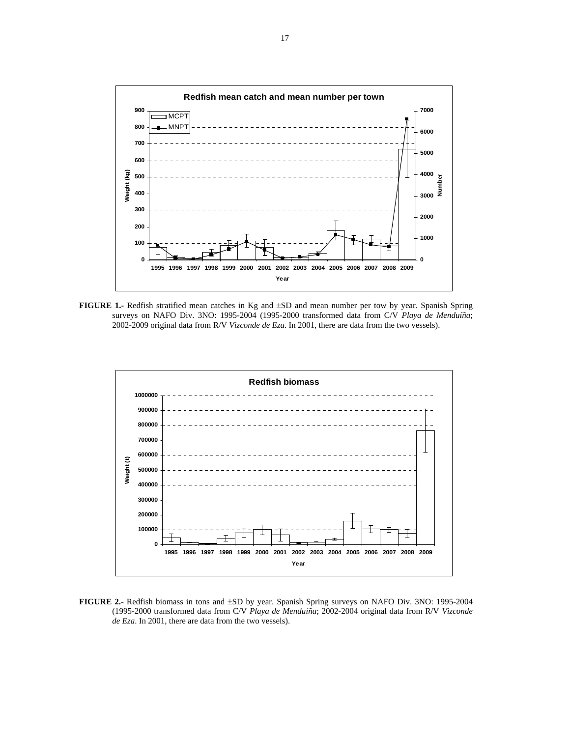**FIGURE 1.**- Redfish stratified mean catches in Kg and ±SD and mean number per tow by year. Spanish Spring surveys on NAFO Div. 3NO: 1995-2004 (1995-2000 transformed data from C/V *Playa de Menduíña*; 2002-2009 original data from R/V *Vizconde de Eza*. In 2001, there are data from the two vessels).

**FIGURE 2.**- Redfish biomass in tons and ±SD by year. Spanish Spring surveys on NAFO Div. 3NO: 1995-2004 (1995-2000 transformed data from C/V *Playa de Menduíña*; 2002-2004 original data from R/V *Vizconde de Eza*. In 2001, there are data from the two vessels).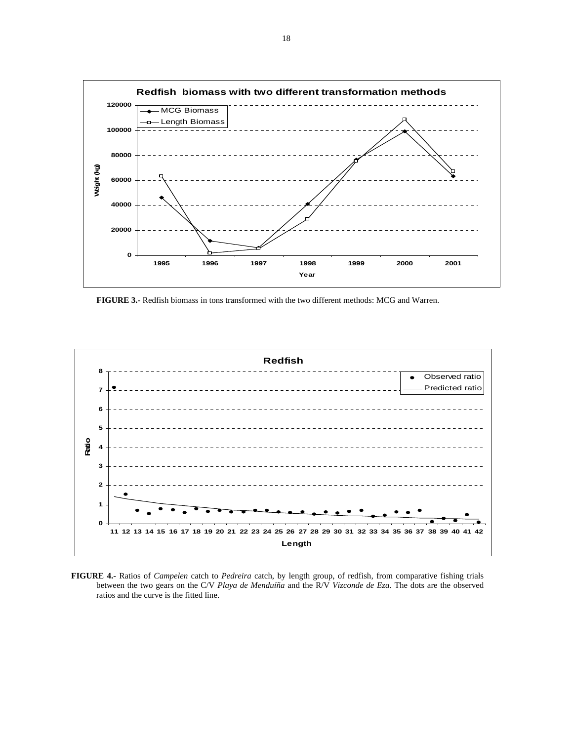**FIGURE 3.-** Redfish biomass in tons transformed with the two different methods: MCG and Warren.

**FIGURE 4.-** Ratios of *Campelen* catch to *Pedreira* catch, by length group, of redfish, from comparative fishing trials between the two gears on the C/V *Playa de Menduíña* and the R/V *Vizconde de Eza*. The dots are the observed ratios and the curve is the fitted line.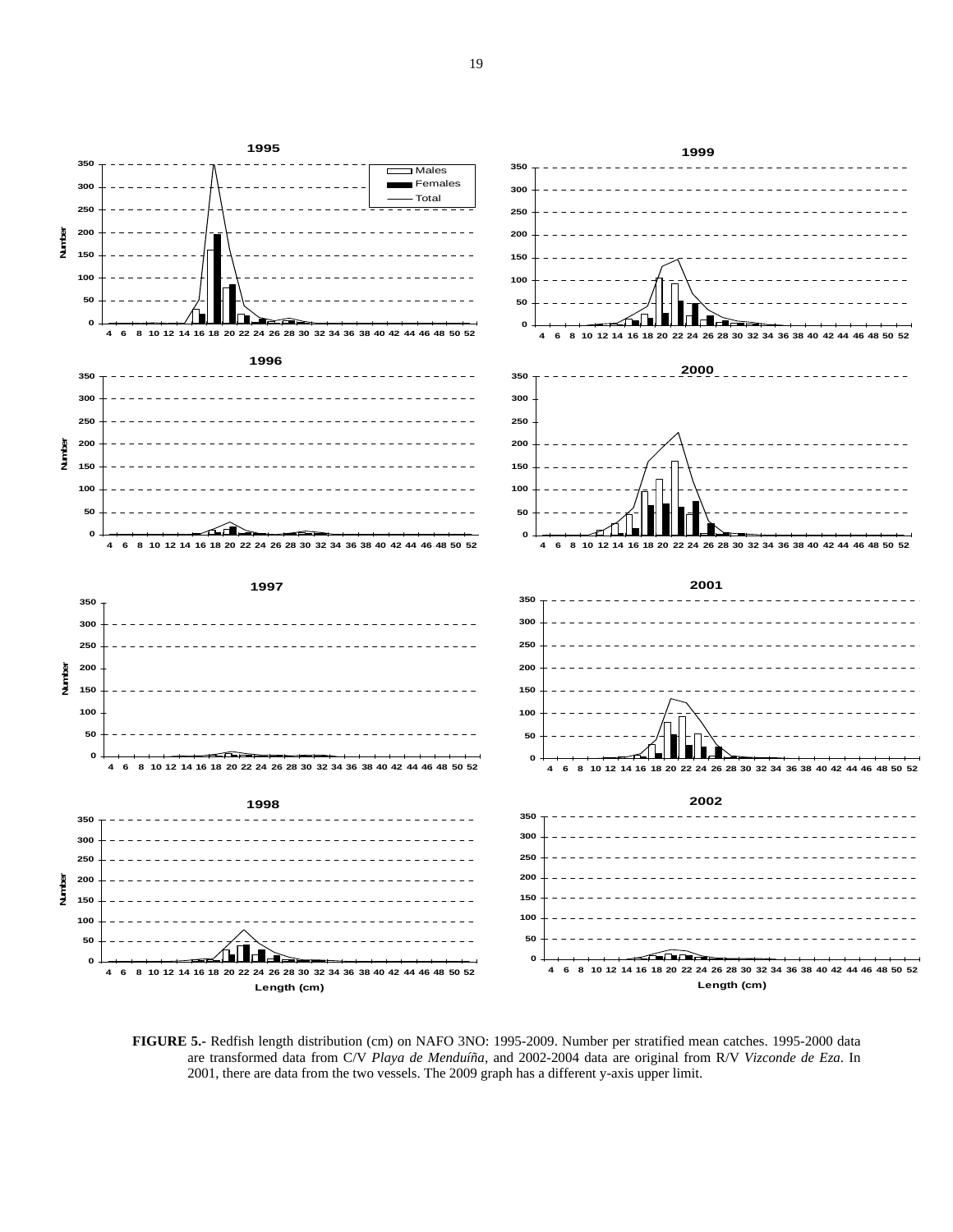**FIGURE 5.-** Redfish length distribution (cm) on NAFO 3NO: 1995-2009. Number per stratified mean catches. 1995-2000 data are transformed data from C/V *Playa de Menduíña*, and 2002-2004 data are original from R/V *Vizconde de Eza*. In 2001, there are data from the two vessels. The 2009 graph has a different y-axis upper limit.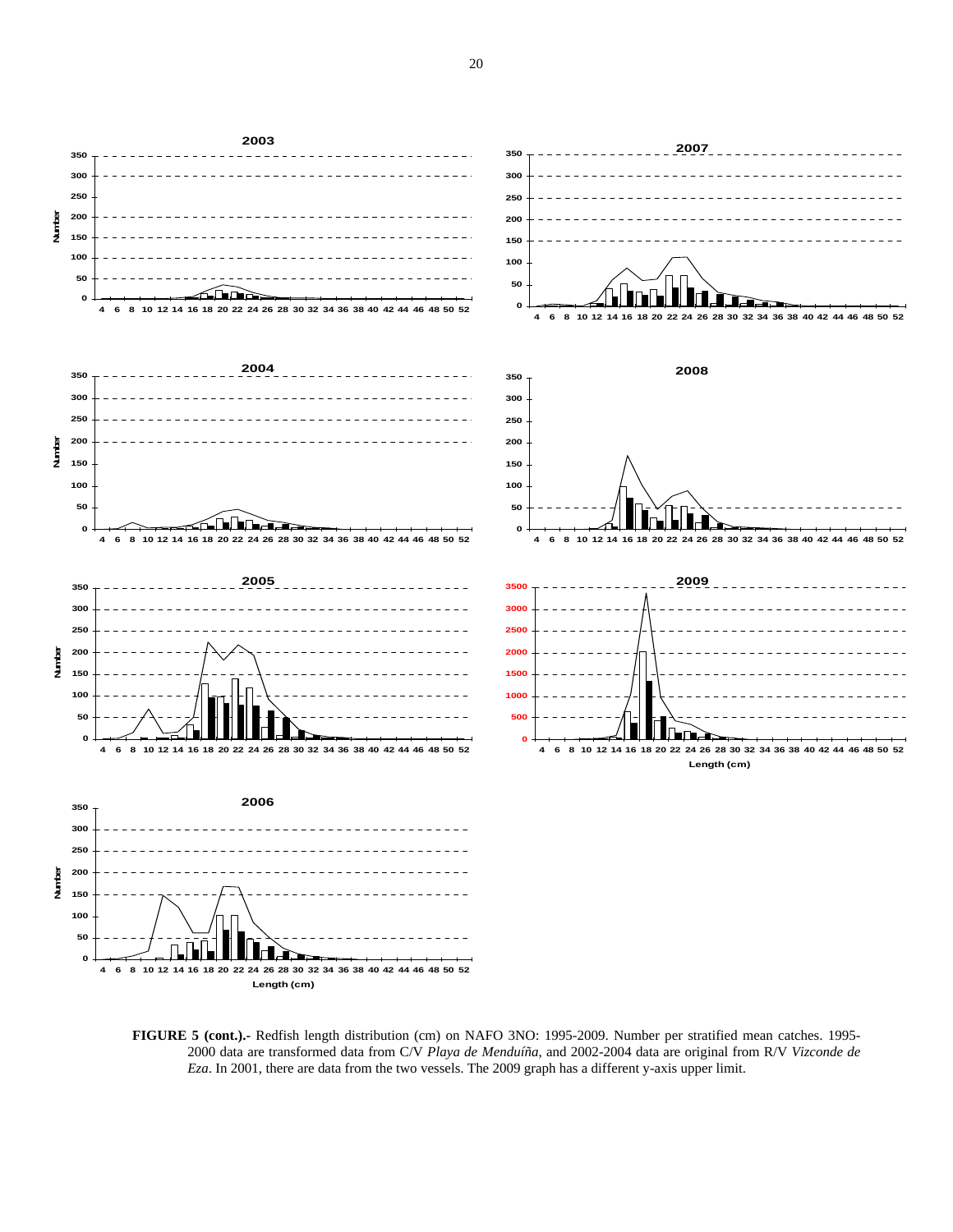**FIGURE 5 (cont.).-** Redfish length distribution (cm) on NAFO 3NO: 1995-2009. Number per stratified mean catches. 1995-2000 data are transformed data from C/V *Playa de Menduíña*, and 2002-2004 data are original from R/V *Vizconde de Eza*. In 2001, there are data from the two vessels. The 2009 graph has a different y-axis upper limit.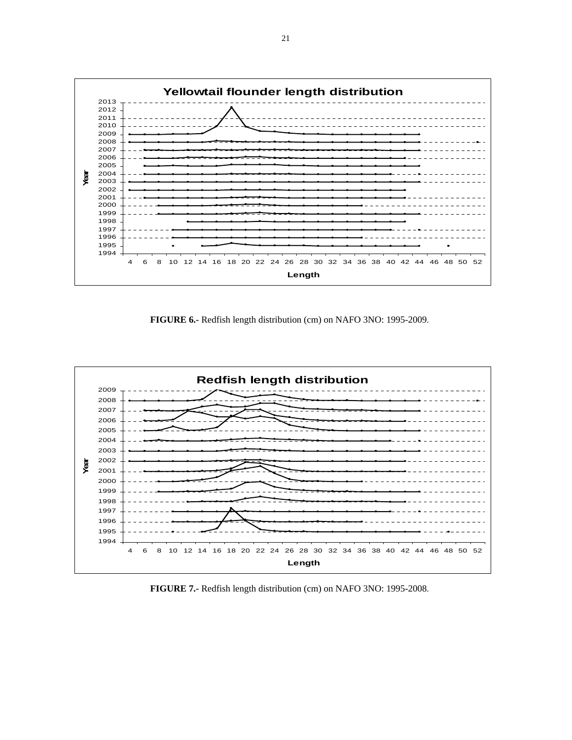Yellowtail flounder length distribution

2013
2012
2011
2010
2009
2008
2007
2006
2005
2004
2003
2002
2001
2000
1999
1998
1997
1996
1995
1994

Year

4 6 8 10 12 14 16 18 20 22 24 26 28 30 32 34 36 38 40 42 44 46 48 50 52

Length

**FIGURE 6.-** Redfish length distribution (cm) on NAFO 3NO: 1995-2009.

Redfish length distribution

2009
2008
2007
2006
2005
2004
2003
2002
2001
2000
1999
1998
1997
1996
1995
1994

Year

4 6 8 10 12 14 16 18 20 22 24 26 28 30 32 34 36 38 40 42 44 46 48 50 52

Length

**FIGURE 7.-** Redfish length distribution (cm) on NAFO 3NO: 1995-2008.